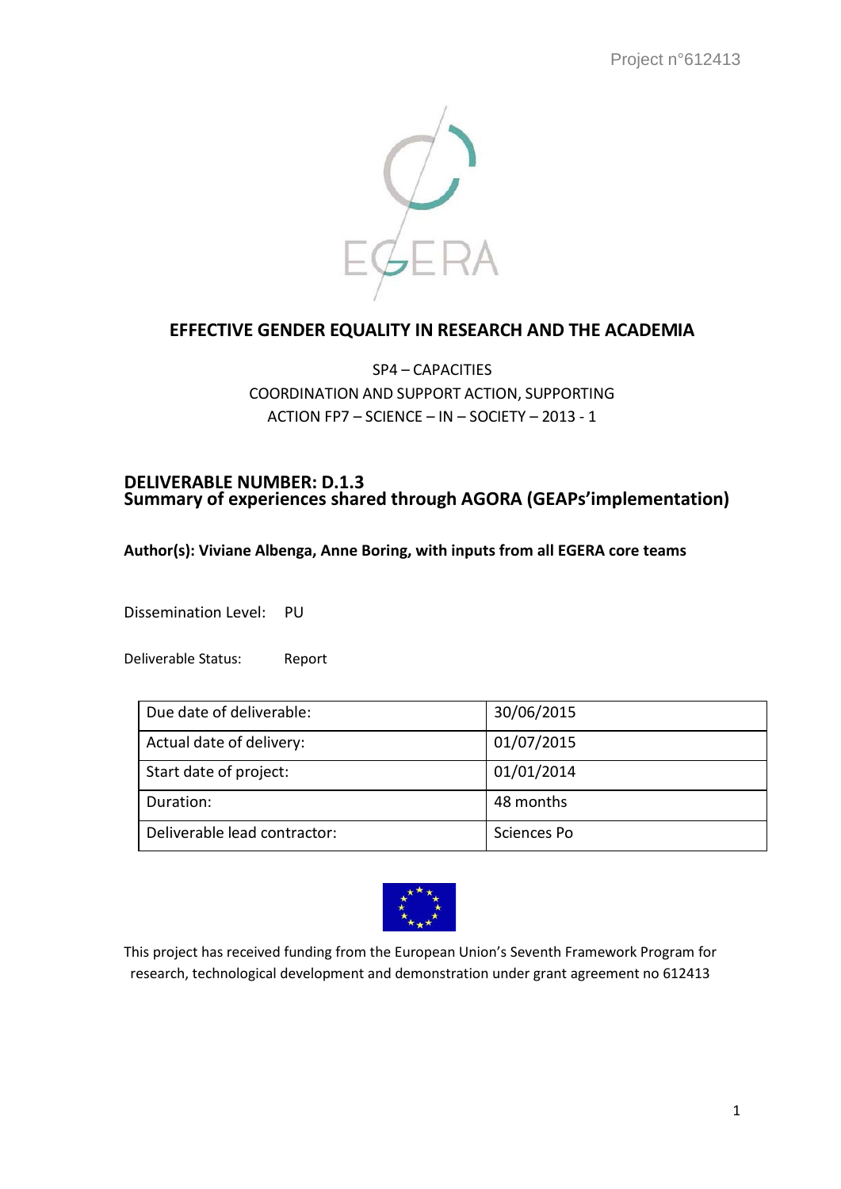Project n°612413

EGERA

# EFFECTIVE GENDER EQUALITY IN RESEARCH AND THE ACADEMIA

SP4 – CAPACITIES
COORDINATION AND SUPPORT ACTION, SUPPORTING
ACTION FP7 – SCIENCE – IN – SOCIETY – 2013 - 1

## DELIVERABLE NUMBER: D.1.3
## Summary of experiences shared through AGORA (GEAPs'implementation)

**Author(s): Viviane Albenga, Anne Boring, with inputs from all EGERA core teams**

Dissemination Level: PU

Deliverable Status: Report

| Due date of deliverable: | 30/06/2015 |
|---|---|
| Actual date of delivery: | 01/07/2015 |
| Start date of project: | 01/01/2014 |
| Duration: | 48 months |
| Deliverable lead contractor: | Sciences Po |

This project has received funding from the European Union's Seventh Framework Program for research, technological development and demonstration under grant agreement no 612413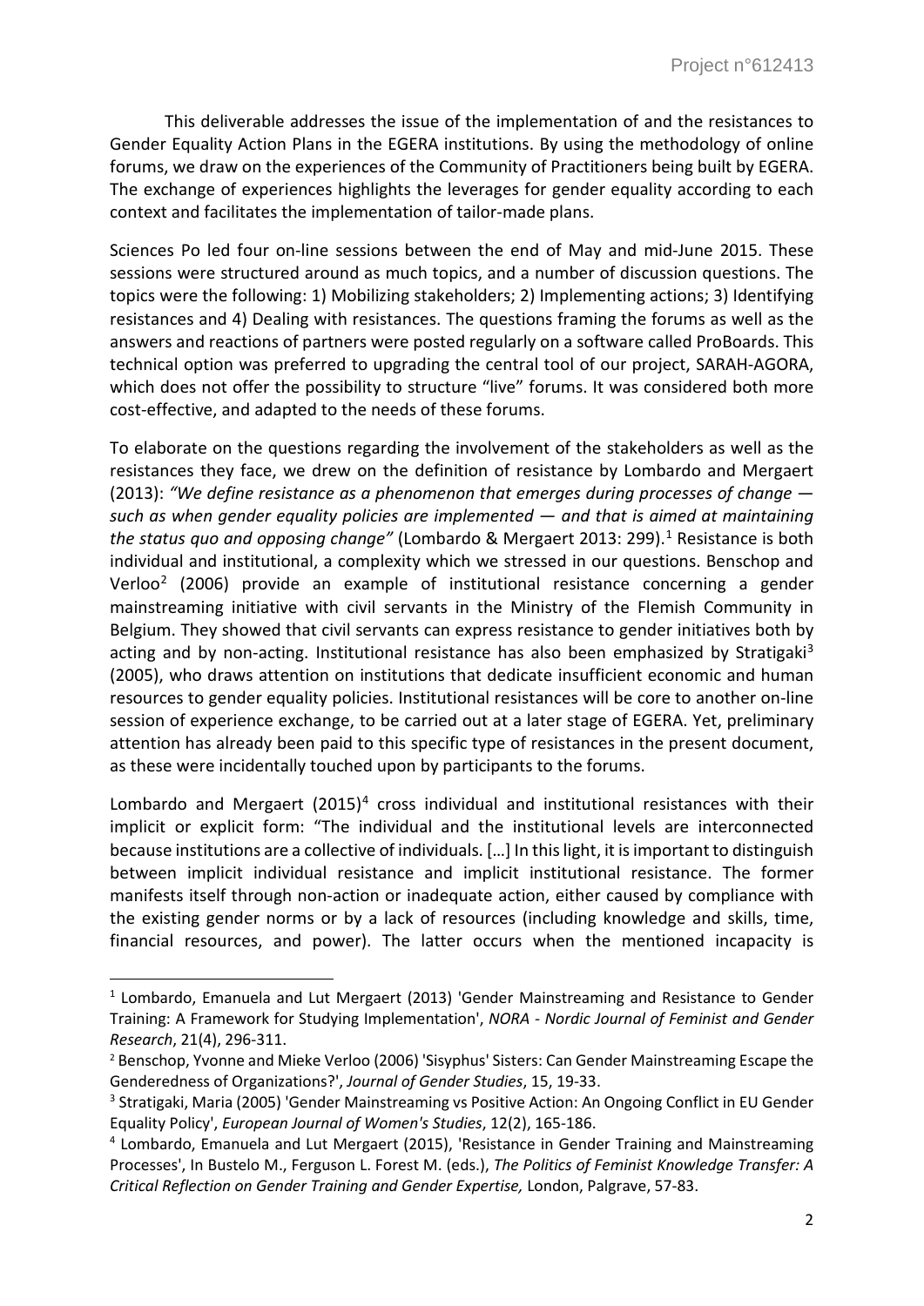This deliverable addresses the issue of the implementation of and the resistances to Gender Equality Action Plans in the EGERA institutions. By using the methodology of online forums, we draw on the experiences of the Community of Practitioners being built by EGERA. The exchange of experiences highlights the leverages for gender equality according to each context and facilitates the implementation of tailor-made plans.

Sciences Po led four on-line sessions between the end of May and mid-June 2015. These sessions were structured around as much topics, and a number of discussion questions. The topics were the following: 1) Mobilizing stakeholders; 2) Implementing actions; 3) Identifying resistances and 4) Dealing with resistances. The questions framing the forums as well as the answers and reactions of partners were posted regularly on a software called ProBoards. This technical option was preferred to upgrading the central tool of our project, SARAH-AGORA, which does not offer the possibility to structure "live" forums. It was considered both more cost-effective, and adapted to the needs of these forums.

To elaborate on the questions regarding the involvement of the stakeholders as well as the resistances they face, we drew on the definition of resistance by Lombardo and Mergaert (2013): *"We define resistance as a phenomenon that emerges during processes of change — such as when gender equality policies are implemented — and that is aimed at maintaining the status quo and opposing change"* (Lombardo & Mergaert 2013: 299).[1] Resistance is both individual and institutional, a complexity which we stressed in our questions. Benschop and Verloo[2] (2006) provide an example of institutional resistance concerning a gender mainstreaming initiative with civil servants in the Ministry of the Flemish Community in Belgium. They showed that civil servants can express resistance to gender initiatives both by acting and by non-acting. Institutional resistance has also been emphasized by Stratigaki[3] (2005), who draws attention on institutions that dedicate insufficient economic and human resources to gender equality policies. Institutional resistances will be core to another on-line session of experience exchange, to be carried out at a later stage of EGERA. Yet, preliminary attention has already been paid to this specific type of resistances in the present document, as these were incidentally touched upon by participants to the forums.

Lombardo and Mergaert (2015)[4] cross individual and institutional resistances with their implicit or explicit form: "The individual and the institutional levels are interconnected because institutions are a collective of individuals. […] In this light, it is important to distinguish between implicit individual resistance and implicit institutional resistance. The former manifests itself through non-action or inadequate action, either caused by compliance with the existing gender norms or by a lack of resources (including knowledge and skills, time, financial resources, and power). The latter occurs when the mentioned incapacity is

---

[1] Lombardo, Emanuela and Lut Mergaert (2013) 'Gender Mainstreaming and Resistance to Gender Training: A Framework for Studying Implementation', *NORA - Nordic Journal of Feminist and Gender Research*, 21(4), 296-311.

[2] Benschop, Yvonne and Mieke Verloo (2006) 'Sisyphus' Sisters: Can Gender Mainstreaming Escape the Genderedness of Organizations?', *Journal of Gender Studies*, 15, 19-33.

[3] Stratigaki, Maria (2005) 'Gender Mainstreaming vs Positive Action: An Ongoing Conflict in EU Gender Equality Policy', *European Journal of Women's Studies*, 12(2), 165-186.

[4] Lombardo, Emanuela and Lut Mergaert (2015), 'Resistance in Gender Training and Mainstreaming Processes', In Bustelo M., Ferguson L. Forest M. (eds.), *The Politics of Feminist Knowledge Transfer: A Critical Reflection on Gender Training and Gender Expertise,* London, Palgrave, 57-83.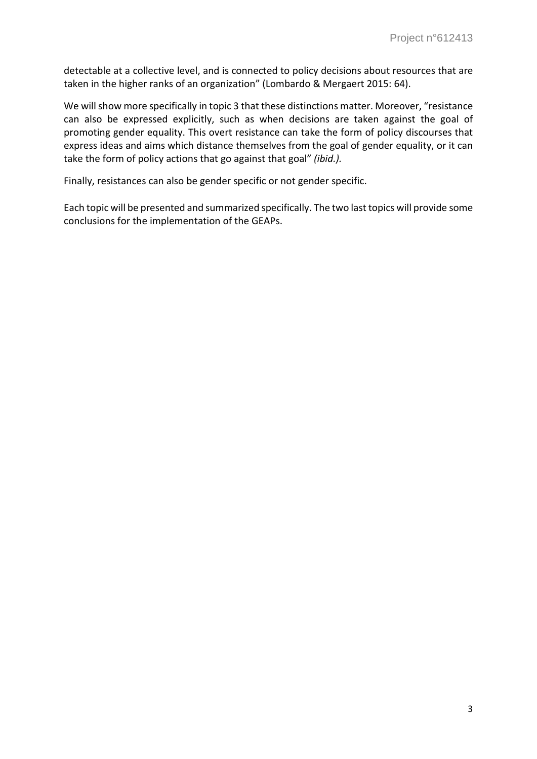detectable at a collective level, and is connected to policy decisions about resources that are taken in the higher ranks of an organization" (Lombardo & Mergaert 2015: 64).

We will show more specifically in topic 3 that these distinctions matter. Moreover, "resistance can also be expressed explicitly, such as when decisions are taken against the goal of promoting gender equality. This overt resistance can take the form of policy discourses that express ideas and aims which distance themselves from the goal of gender equality, or it can take the form of policy actions that go against that goal" *(ibid.).*

Finally, resistances can also be gender specific or not gender specific.

Each topic will be presented and summarized specifically. The two last topics will provide some conclusions for the implementation of the GEAPs.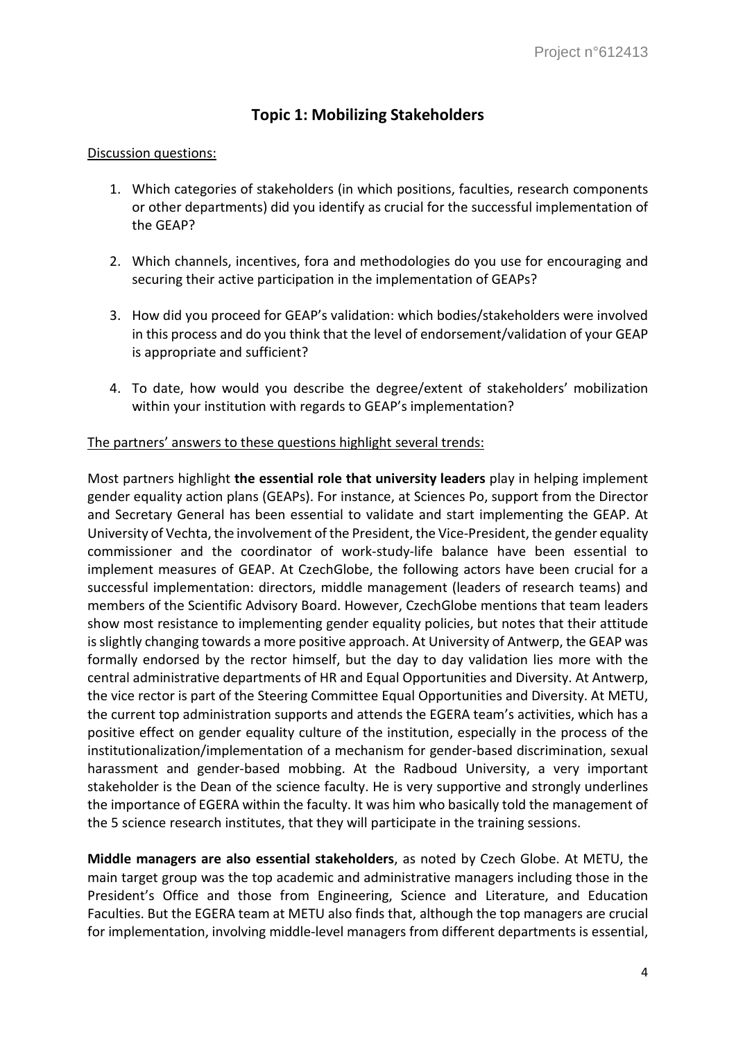## Topic 1: Mobilizing Stakeholders

Discussion questions:

1. Which categories of stakeholders (in which positions, faculties, research components or other departments) did you identify as crucial for the successful implementation of the GEAP?
2. Which channels, incentives, fora and methodologies do you use for encouraging and securing their active participation in the implementation of GEAPs?
3. How did you proceed for GEAP's validation: which bodies/stakeholders were involved in this process and do you think that the level of endorsement/validation of your GEAP is appropriate and sufficient?
4. To date, how would you describe the degree/extent of stakeholders' mobilization within your institution with regards to GEAP's implementation?

The partners' answers to these questions highlight several trends:

Most partners highlight **the essential role that university leaders** play in helping implement gender equality action plans (GEAPs). For instance, at Sciences Po, support from the Director and Secretary General has been essential to validate and start implementing the GEAP. At University of Vechta, the involvement of the President, the Vice-President, the gender equality commissioner and the coordinator of work-study-life balance have been essential to implement measures of GEAP. At CzechGlobe, the following actors have been crucial for a successful implementation: directors, middle management (leaders of research teams) and members of the Scientific Advisory Board. However, CzechGlobe mentions that team leaders show most resistance to implementing gender equality policies, but notes that their attitude is slightly changing towards a more positive approach. At University of Antwerp, the GEAP was formally endorsed by the rector himself, but the day to day validation lies more with the central administrative departments of HR and Equal Opportunities and Diversity. At Antwerp, the vice rector is part of the Steering Committee Equal Opportunities and Diversity. At METU, the current top administration supports and attends the EGERA team's activities, which has a positive effect on gender equality culture of the institution, especially in the process of the institutionalization/implementation of a mechanism for gender-based discrimination, sexual harassment and gender-based mobbing. At the Radboud University, a very important stakeholder is the Dean of the science faculty. He is very supportive and strongly underlines the importance of EGERA within the faculty. It was him who basically told the management of the 5 science research institutes, that they will participate in the training sessions.

**Middle managers are also essential stakeholders**, as noted by Czech Globe. At METU, the main target group was the top academic and administrative managers including those in the President's Office and those from Engineering, Science and Literature, and Education Faculties. But the EGERA team at METU also finds that, although the top managers are crucial for implementation, involving middle-level managers from different departments is essential,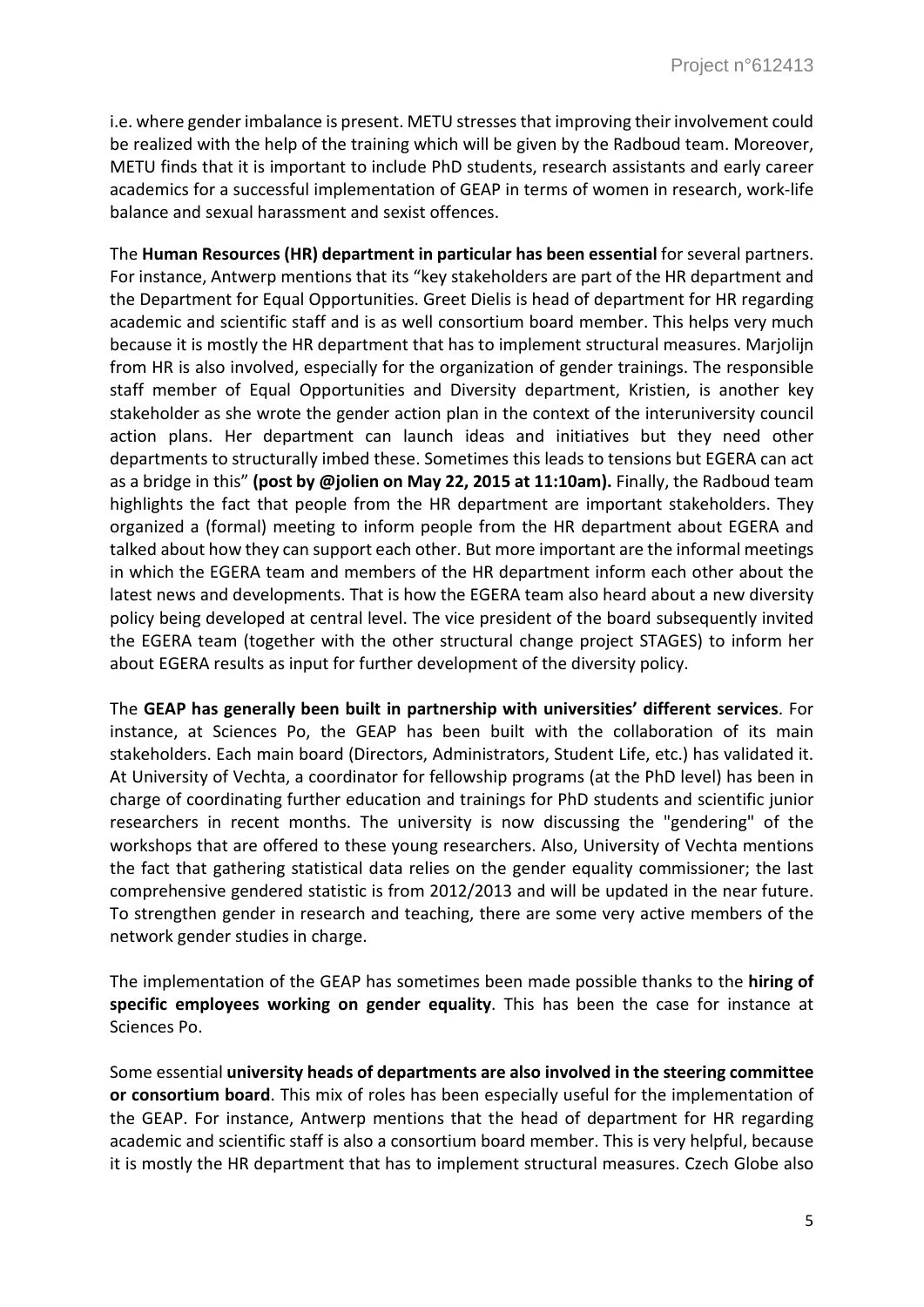i.e. where gender imbalance is present. METU stresses that improving their involvement could be realized with the help of the training which will be given by the Radboud team. Moreover, METU finds that it is important to include PhD students, research assistants and early career academics for a successful implementation of GEAP in terms of women in research, work-life balance and sexual harassment and sexist offences.

The **Human Resources (HR) department in particular has been essential** for several partners. For instance, Antwerp mentions that its "key stakeholders are part of the HR department and the Department for Equal Opportunities. Greet Dielis is head of department for HR regarding academic and scientific staff and is as well consortium board member. This helps very much because it is mostly the HR department that has to implement structural measures. Marjolijn from HR is also involved, especially for the organization of gender trainings. The responsible staff member of Equal Opportunities and Diversity department, Kristien, is another key stakeholder as she wrote the gender action plan in the context of the interuniversity council action plans. Her department can launch ideas and initiatives but they need other departments to structurally imbed these. Sometimes this leads to tensions but EGERA can act as a bridge in this" **(post by @jolien on May 22, 2015 at 11:10am).** Finally, the Radboud team highlights the fact that people from the HR department are important stakeholders. They organized a (formal) meeting to inform people from the HR department about EGERA and talked about how they can support each other. But more important are the informal meetings in which the EGERA team and members of the HR department inform each other about the latest news and developments. That is how the EGERA team also heard about a new diversity policy being developed at central level. The vice president of the board subsequently invited the EGERA team (together with the other structural change project STAGES) to inform her about EGERA results as input for further development of the diversity policy.

The **GEAP has generally been built in partnership with universities' different services**. For instance, at Sciences Po, the GEAP has been built with the collaboration of its main stakeholders. Each main board (Directors, Administrators, Student Life, etc.) has validated it. At University of Vechta, a coordinator for fellowship programs (at the PhD level) has been in charge of coordinating further education and trainings for PhD students and scientific junior researchers in recent months. The university is now discussing the "gendering" of the workshops that are offered to these young researchers. Also, University of Vechta mentions the fact that gathering statistical data relies on the gender equality commissioner; the last comprehensive gendered statistic is from 2012/2013 and will be updated in the near future. To strengthen gender in research and teaching, there are some very active members of the network gender studies in charge.

The implementation of the GEAP has sometimes been made possible thanks to the **hiring of specific employees working on gender equality**. This has been the case for instance at Sciences Po.

Some essential **university heads of departments are also involved in the steering committee or consortium board**. This mix of roles has been especially useful for the implementation of the GEAP. For instance, Antwerp mentions that the head of department for HR regarding academic and scientific staff is also a consortium board member. This is very helpful, because it is mostly the HR department that has to implement structural measures. Czech Globe also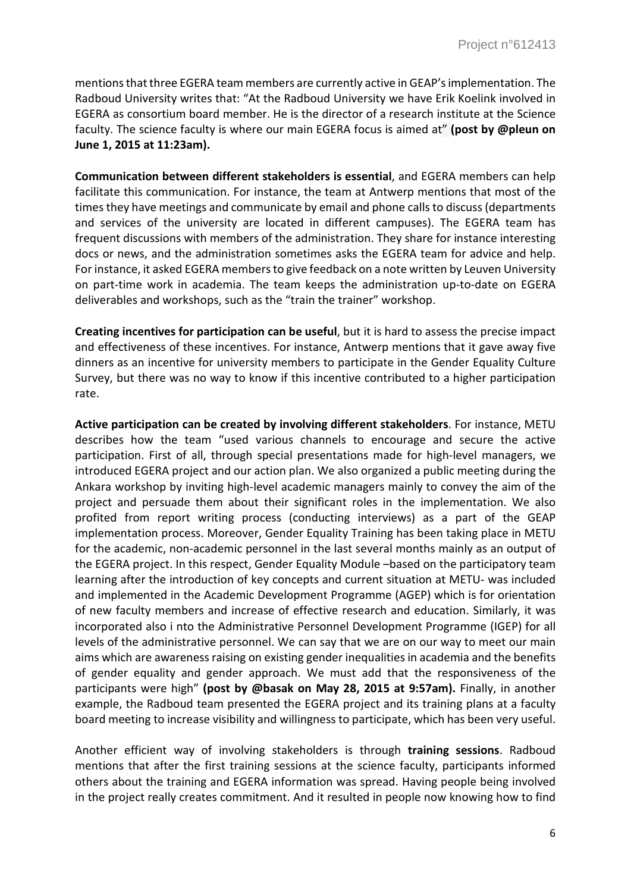mentions that three EGERA team members are currently active in GEAP's implementation. The Radboud University writes that: "At the Radboud University we have Erik Koelink involved in EGERA as consortium board member. He is the director of a research institute at the Science faculty. The science faculty is where our main EGERA focus is aimed at" **(post by @pleun on June 1, 2015 at 11:23am).**

**Communication between different stakeholders is essential**, and EGERA members can help facilitate this communication. For instance, the team at Antwerp mentions that most of the times they have meetings and communicate by email and phone calls to discuss (departments and services of the university are located in different campuses). The EGERA team has frequent discussions with members of the administration. They share for instance interesting docs or news, and the administration sometimes asks the EGERA team for advice and help. For instance, it asked EGERA members to give feedback on a note written by Leuven University on part-time work in academia. The team keeps the administration up-to-date on EGERA deliverables and workshops, such as the "train the trainer" workshop.

**Creating incentives for participation can be useful**, but it is hard to assess the precise impact and effectiveness of these incentives. For instance, Antwerp mentions that it gave away five dinners as an incentive for university members to participate in the Gender Equality Culture Survey, but there was no way to know if this incentive contributed to a higher participation rate.

**Active participation can be created by involving different stakeholders**. For instance, METU describes how the team "used various channels to encourage and secure the active participation. First of all, through special presentations made for high-level managers, we introduced EGERA project and our action plan. We also organized a public meeting during the Ankara workshop by inviting high-level academic managers mainly to convey the aim of the project and persuade them about their significant roles in the implementation. We also profited from report writing process (conducting interviews) as a part of the GEAP implementation process. Moreover, Gender Equality Training has been taking place in METU for the academic, non-academic personnel in the last several months mainly as an output of the EGERA project. In this respect, Gender Equality Module –based on the participatory team learning after the introduction of key concepts and current situation at METU- was included and implemented in the Academic Development Programme (AGEP) which is for orientation of new faculty members and increase of effective research and education. Similarly, it was incorporated also i nto the Administrative Personnel Development Programme (IGEP) for all levels of the administrative personnel. We can say that we are on our way to meet our main aims which are awareness raising on existing gender inequalities in academia and the benefits of gender equality and gender approach. We must add that the responsiveness of the participants were high" **(post by @basak on May 28, 2015 at 9:57am).** Finally, in another example, the Radboud team presented the EGERA project and its training plans at a faculty board meeting to increase visibility and willingness to participate, which has been very useful.

Another efficient way of involving stakeholders is through **training sessions**. Radboud mentions that after the first training sessions at the science faculty, participants informed others about the training and EGERA information was spread. Having people being involved in the project really creates commitment. And it resulted in people now knowing how to find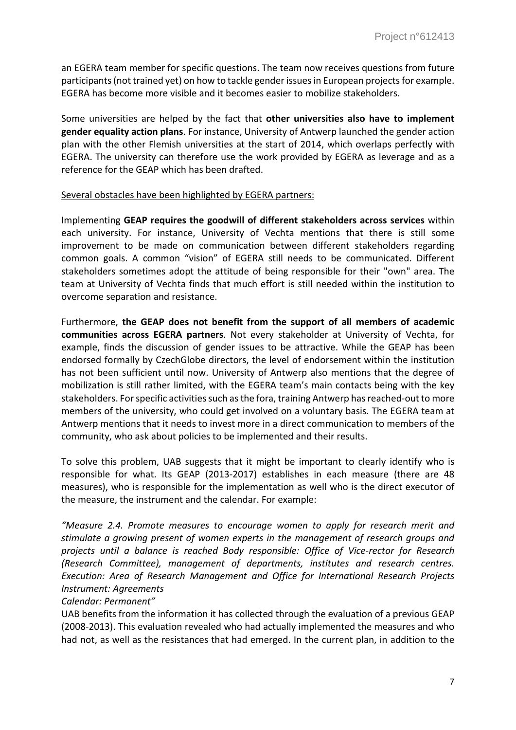an EGERA team member for specific questions. The team now receives questions from future participants (not trained yet) on how to tackle gender issues in European projects for example. EGERA has become more visible and it becomes easier to mobilize stakeholders.

Some universities are helped by the fact that **other universities also have to implement gender equality action plans**. For instance, University of Antwerp launched the gender action plan with the other Flemish universities at the start of 2014, which overlaps perfectly with EGERA. The university can therefore use the work provided by EGERA as leverage and as a reference for the GEAP which has been drafted.

<u>Several obstacles have been highlighted by EGERA partners:</u>

Implementing **GEAP requires the goodwill of different stakeholders across services** within each university. For instance, University of Vechta mentions that there is still some improvement to be made on communication between different stakeholders regarding common goals. A common "vision" of EGERA still needs to be communicated. Different stakeholders sometimes adopt the attitude of being responsible for their "own" area. The team at University of Vechta finds that much effort is still needed within the institution to overcome separation and resistance.

Furthermore, **the GEAP does not benefit from the support of all members of academic communities across EGERA partners**. Not every stakeholder at University of Vechta, for example, finds the discussion of gender issues to be attractive. While the GEAP has been endorsed formally by CzechGlobe directors, the level of endorsement within the institution has not been sufficient until now. University of Antwerp also mentions that the degree of mobilization is still rather limited, with the EGERA team's main contacts being with the key stakeholders. For specific activities such as the fora, training Antwerp has reached-out to more members of the university, who could get involved on a voluntary basis. The EGERA team at Antwerp mentions that it needs to invest more in a direct communication to members of the community, who ask about policies to be implemented and their results.

To solve this problem, UAB suggests that it might be important to clearly identify who is responsible for what. Its GEAP (2013-2017) establishes in each measure (there are 48 measures), who is responsible for the implementation as well who is the direct executor of the measure, the instrument and the calendar. For example:

*"Measure 2.4. Promote measures to encourage women to apply for research merit and stimulate a growing present of women experts in the management of research groups and projects until a balance is reached Body responsible: Office of Vice-rector for Research (Research Committee), management of departments, institutes and research centres. Execution: Area of Research Management and Office for International Research Projects Instrument: Agreements*
*Calendar: Permanent"*

UAB benefits from the information it has collected through the evaluation of a previous GEAP (2008-2013). This evaluation revealed who had actually implemented the measures and who had not, as well as the resistances that had emerged. In the current plan, in addition to the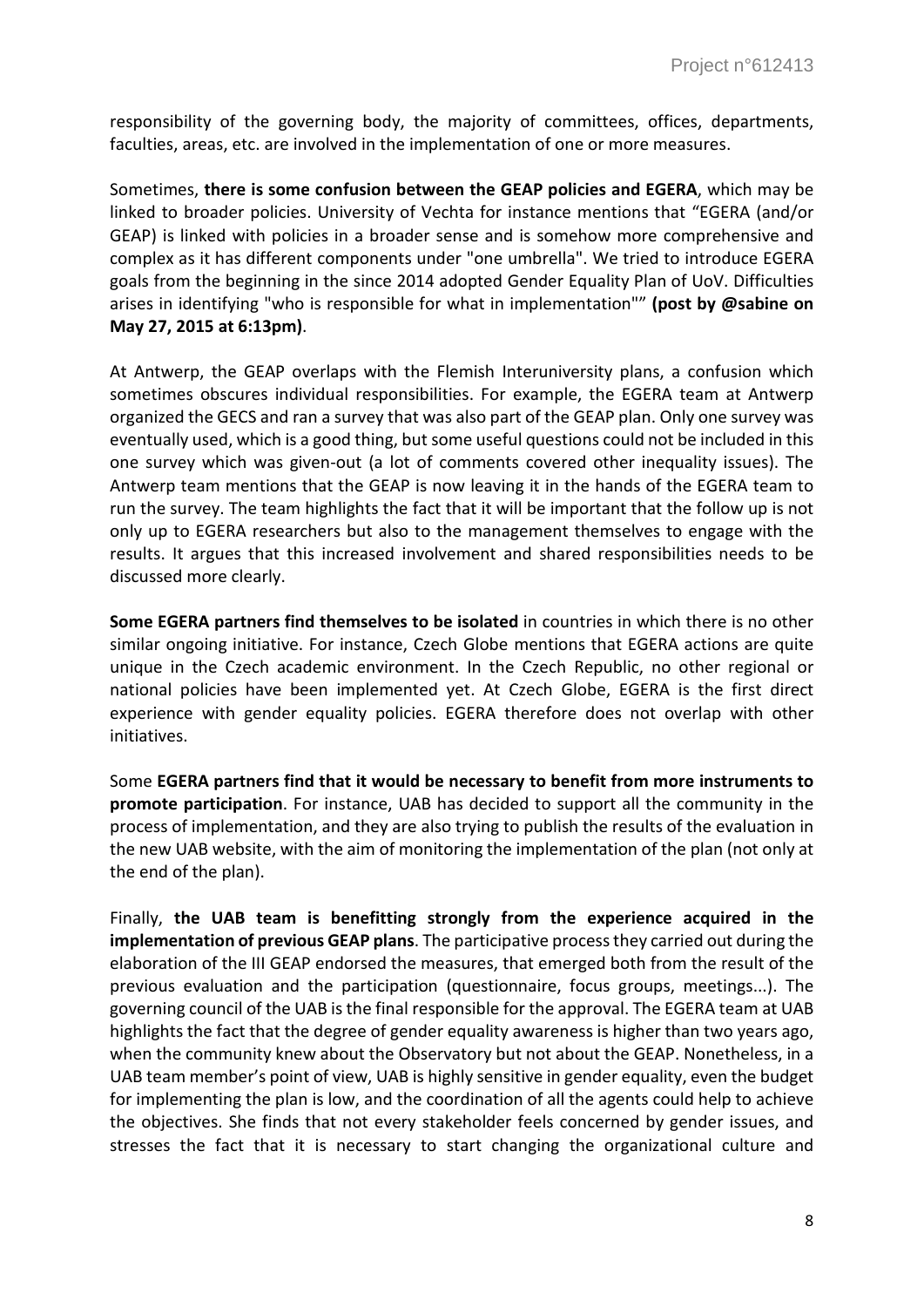responsibility of the governing body, the majority of committees, offices, departments, faculties, areas, etc. are involved in the implementation of one or more measures.

Sometimes, **there is some confusion between the GEAP policies and EGERA**, which may be linked to broader policies. University of Vechta for instance mentions that "EGERA (and/or GEAP) is linked with policies in a broader sense and is somehow more comprehensive and complex as it has different components under "one umbrella". We tried to introduce EGERA goals from the beginning in the since 2014 adopted Gender Equality Plan of UoV. Difficulties arises in identifying "who is responsible for what in implementation"" **(post by @sabine on May 27, 2015 at 6:13pm)**.

At Antwerp, the GEAP overlaps with the Flemish Interuniversity plans, a confusion which sometimes obscures individual responsibilities. For example, the EGERA team at Antwerp organized the GECS and ran a survey that was also part of the GEAP plan. Only one survey was eventually used, which is a good thing, but some useful questions could not be included in this one survey which was given-out (a lot of comments covered other inequality issues). The Antwerp team mentions that the GEAP is now leaving it in the hands of the EGERA team to run the survey. The team highlights the fact that it will be important that the follow up is not only up to EGERA researchers but also to the management themselves to engage with the results. It argues that this increased involvement and shared responsibilities needs to be discussed more clearly.

**Some EGERA partners find themselves to be isolated** in countries in which there is no other similar ongoing initiative. For instance, Czech Globe mentions that EGERA actions are quite unique in the Czech academic environment. In the Czech Republic, no other regional or national policies have been implemented yet. At Czech Globe, EGERA is the first direct experience with gender equality policies. EGERA therefore does not overlap with other initiatives.

Some **EGERA partners find that it would be necessary to benefit from more instruments to promote participation**. For instance, UAB has decided to support all the community in the process of implementation, and they are also trying to publish the results of the evaluation in the new UAB website, with the aim of monitoring the implementation of the plan (not only at the end of the plan).

Finally, **the UAB team is benefitting strongly from the experience acquired in the implementation of previous GEAP plans**. The participative process they carried out during the elaboration of the III GEAP endorsed the measures, that emerged both from the result of the previous evaluation and the participation (questionnaire, focus groups, meetings...). The governing council of the UAB is the final responsible for the approval. The EGERA team at UAB highlights the fact that the degree of gender equality awareness is higher than two years ago, when the community knew about the Observatory but not about the GEAP. Nonetheless, in a UAB team member's point of view, UAB is highly sensitive in gender equality, even the budget for implementing the plan is low, and the coordination of all the agents could help to achieve the objectives. She finds that not every stakeholder feels concerned by gender issues, and stresses the fact that it is necessary to start changing the organizational culture and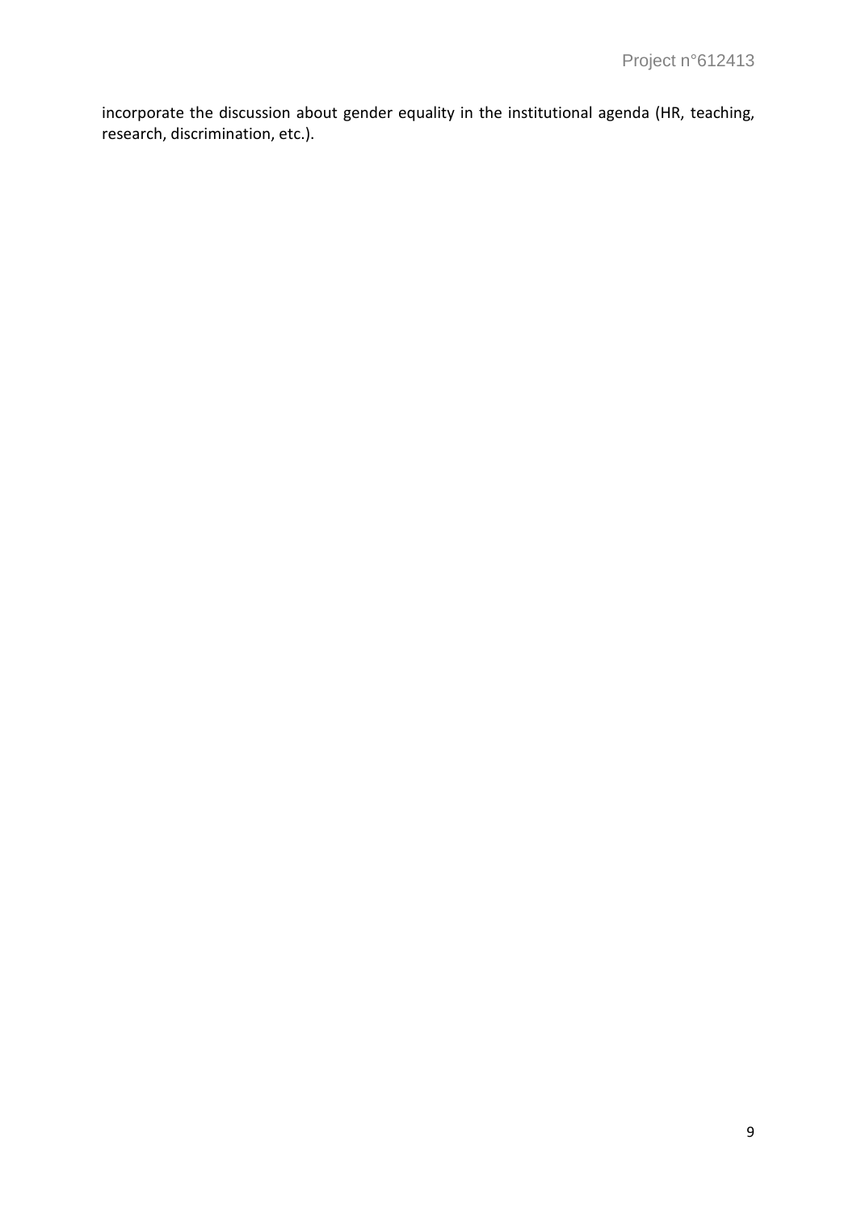incorporate the discussion about gender equality in the institutional agenda (HR, teaching, research, discrimination, etc.).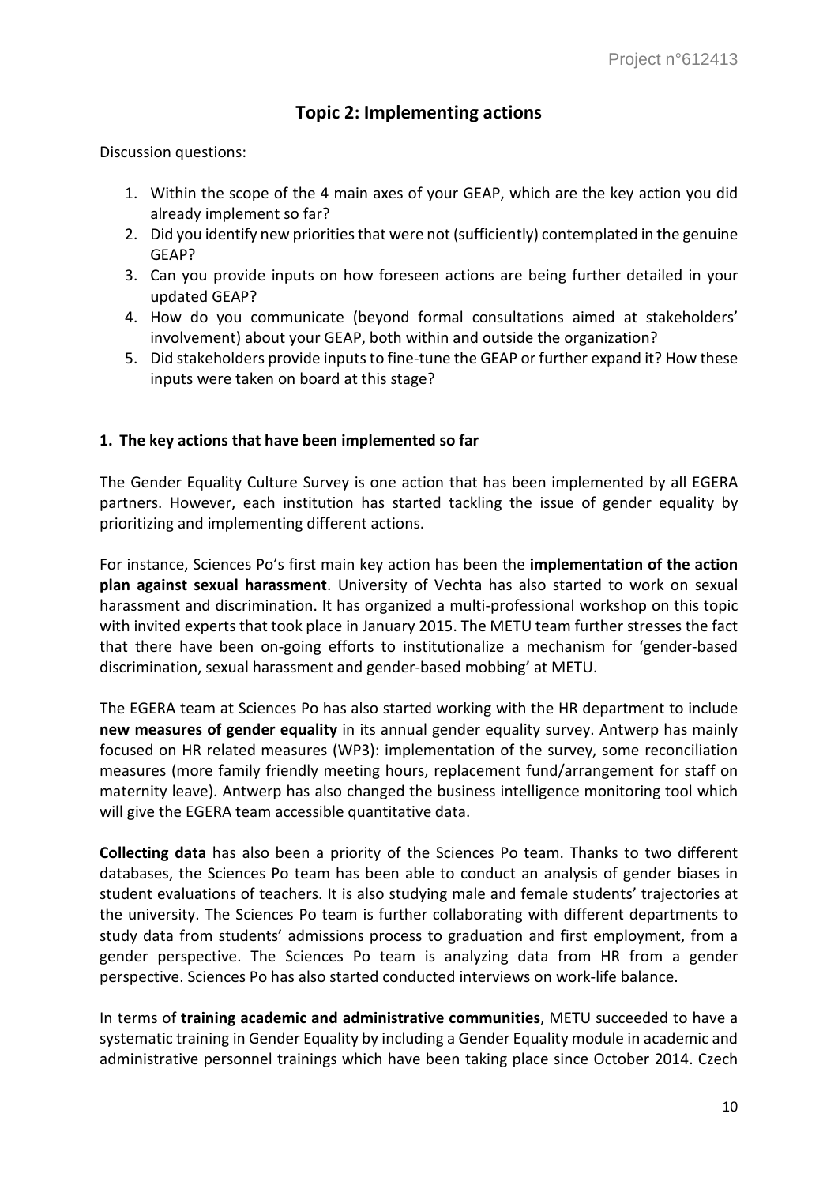## Topic 2: Implementing actions

Discussion questions:

1. Within the scope of the 4 main axes of your GEAP, which are the key action you did already implement so far?
2. Did you identify new priorities that were not (sufficiently) contemplated in the genuine GEAP?
3. Can you provide inputs on how foreseen actions are being further detailed in your updated GEAP?
4. How do you communicate (beyond formal consultations aimed at stakeholders' involvement) about your GEAP, both within and outside the organization?
5. Did stakeholders provide inputs to fine-tune the GEAP or further expand it? How these inputs were taken on board at this stage?

### 1. The key actions that have been implemented so far

The Gender Equality Culture Survey is one action that has been implemented by all EGERA partners. However, each institution has started tackling the issue of gender equality by prioritizing and implementing different actions.

For instance, Sciences Po's first main key action has been the **implementation of the action plan against sexual harassment**. University of Vechta has also started to work on sexual harassment and discrimination. It has organized a multi-professional workshop on this topic with invited experts that took place in January 2015. The METU team further stresses the fact that there have been on-going efforts to institutionalize a mechanism for 'gender-based discrimination, sexual harassment and gender-based mobbing' at METU.

The EGERA team at Sciences Po has also started working with the HR department to include **new measures of gender equality** in its annual gender equality survey. Antwerp has mainly focused on HR related measures (WP3): implementation of the survey, some reconciliation measures (more family friendly meeting hours, replacement fund/arrangement for staff on maternity leave). Antwerp has also changed the business intelligence monitoring tool which will give the EGERA team accessible quantitative data.

**Collecting data** has also been a priority of the Sciences Po team. Thanks to two different databases, the Sciences Po team has been able to conduct an analysis of gender biases in student evaluations of teachers. It is also studying male and female students' trajectories at the university. The Sciences Po team is further collaborating with different departments to study data from students' admissions process to graduation and first employment, from a gender perspective. The Sciences Po team is analyzing data from HR from a gender perspective. Sciences Po has also started conducted interviews on work-life balance.

In terms of **training academic and administrative communities**, METU succeeded to have a systematic training in Gender Equality by including a Gender Equality module in academic and administrative personnel trainings which have been taking place since October 2014. Czech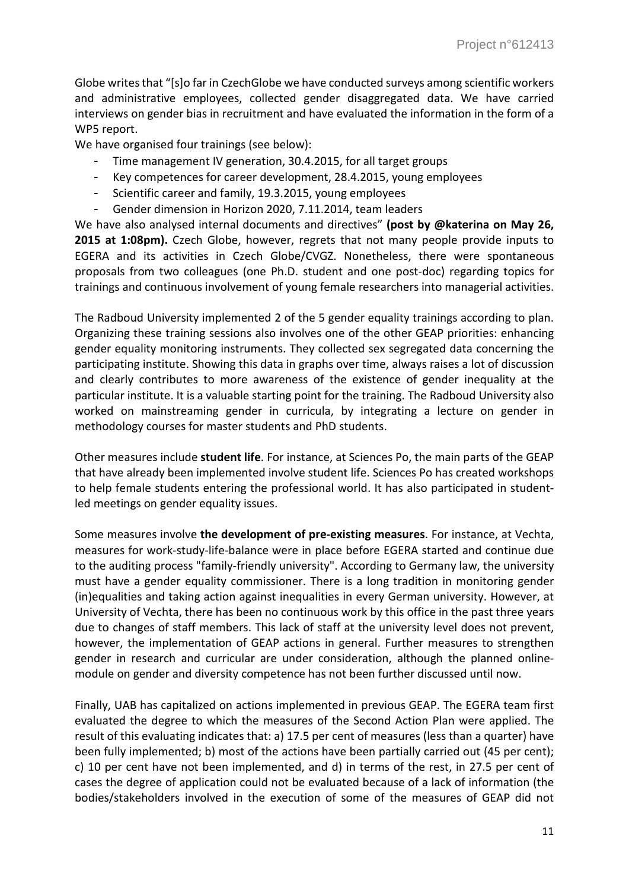Globe writes that "[s]o far in CzechGlobe we have conducted surveys among scientific workers and administrative employees, collected gender disaggregated data. We have carried interviews on gender bias in recruitment and have evaluated the information in the form of a WP5 report.

We have organised four trainings (see below):

- Time management IV generation, 30.4.2015, for all target groups
- Key competences for career development, 28.4.2015, young employees
- Scientific career and family, 19.3.2015, young employees
- Gender dimension in Horizon 2020, 7.11.2014, team leaders

We have also analysed internal documents and directives" **(post by @katerina on May 26, 2015 at 1:08pm).** Czech Globe, however, regrets that not many people provide inputs to EGERA and its activities in Czech Globe/CVGZ. Nonetheless, there were spontaneous proposals from two colleagues (one Ph.D. student and one post-doc) regarding topics for trainings and continuous involvement of young female researchers into managerial activities.

The Radboud University implemented 2 of the 5 gender equality trainings according to plan. Organizing these training sessions also involves one of the other GEAP priorities: enhancing gender equality monitoring instruments. They collected sex segregated data concerning the participating institute. Showing this data in graphs over time, always raises a lot of discussion and clearly contributes to more awareness of the existence of gender inequality at the particular institute. It is a valuable starting point for the training. The Radboud University also worked on mainstreaming gender in curricula, by integrating a lecture on gender in methodology courses for master students and PhD students.

Other measures include **student life**. For instance, at Sciences Po, the main parts of the GEAP that have already been implemented involve student life. Sciences Po has created workshops to help female students entering the professional world. It has also participated in student-led meetings on gender equality issues.

Some measures involve **the development of pre-existing measures**. For instance, at Vechta, measures for work-study-life-balance were in place before EGERA started and continue due to the auditing process "family-friendly university". According to Germany law, the university must have a gender equality commissioner. There is a long tradition in monitoring gender (in)equalities and taking action against inequalities in every German university. However, at University of Vechta, there has been no continuous work by this office in the past three years due to changes of staff members. This lack of staff at the university level does not prevent, however, the implementation of GEAP actions in general. Further measures to strengthen gender in research and curricular are under consideration, although the planned online-module on gender and diversity competence has not been further discussed until now.

Finally, UAB has capitalized on actions implemented in previous GEAP. The EGERA team first evaluated the degree to which the measures of the Second Action Plan were applied. The result of this evaluating indicates that: a) 17.5 per cent of measures (less than a quarter) have been fully implemented; b) most of the actions have been partially carried out (45 per cent); c) 10 per cent have not been implemented, and d) in terms of the rest, in 27.5 per cent of cases the degree of application could not be evaluated because of a lack of information (the bodies/stakeholders involved in the execution of some of the measures of GEAP did not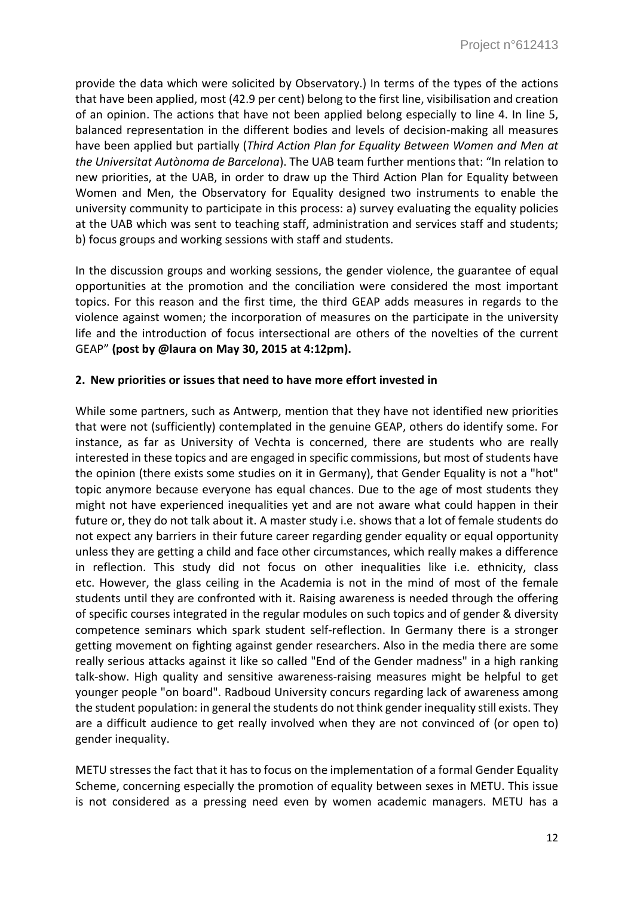provide the data which were solicited by Observatory.) In terms of the types of the actions that have been applied, most (42.9 per cent) belong to the first line, visibilisation and creation of an opinion. The actions that have not been applied belong especially to line 4. In line 5, balanced representation in the different bodies and levels of decision-making all measures have been applied but partially (*Third Action Plan for Equality Between Women and Men at the Universitat Autònoma de Barcelona*). The UAB team further mentions that: "In relation to new priorities, at the UAB, in order to draw up the Third Action Plan for Equality between Women and Men, the Observatory for Equality designed two instruments to enable the university community to participate in this process: a) survey evaluating the equality policies at the UAB which was sent to teaching staff, administration and services staff and students; b) focus groups and working sessions with staff and students.

In the discussion groups and working sessions, the gender violence, the guarantee of equal opportunities at the promotion and the conciliation were considered the most important topics. For this reason and the first time, the third GEAP adds measures in regards to the violence against women; the incorporation of measures on the participate in the university life and the introduction of focus intersectional are others of the novelties of the current GEAP" **(post by @laura on May 30, 2015 at 4:12pm).**

**2. New priorities or issues that need to have more effort invested in**

While some partners, such as Antwerp, mention that they have not identified new priorities that were not (sufficiently) contemplated in the genuine GEAP, others do identify some. For instance, as far as University of Vechta is concerned, there are students who are really interested in these topics and are engaged in specific commissions, but most of students have the opinion (there exists some studies on it in Germany), that Gender Equality is not a "hot" topic anymore because everyone has equal chances. Due to the age of most students they might not have experienced inequalities yet and are not aware what could happen in their future or, they do not talk about it. A master study i.e. shows that a lot of female students do not expect any barriers in their future career regarding gender equality or equal opportunity unless they are getting a child and face other circumstances, which really makes a difference in reflection. This study did not focus on other inequalities like i.e. ethnicity, class etc. However, the glass ceiling in the Academia is not in the mind of most of the female students until they are confronted with it. Raising awareness is needed through the offering of specific courses integrated in the regular modules on such topics and of gender & diversity competence seminars which spark student self-reflection. In Germany there is a stronger getting movement on fighting against gender researchers. Also in the media there are some really serious attacks against it like so called "End of the Gender madness" in a high ranking talk-show. High quality and sensitive awareness-raising measures might be helpful to get younger people "on board". Radboud University concurs regarding lack of awareness among the student population: in general the students do not think gender inequality still exists. They are a difficult audience to get really involved when they are not convinced of (or open to) gender inequality.

METU stresses the fact that it has to focus on the implementation of a formal Gender Equality Scheme, concerning especially the promotion of equality between sexes in METU. This issue is not considered as a pressing need even by women academic managers. METU has a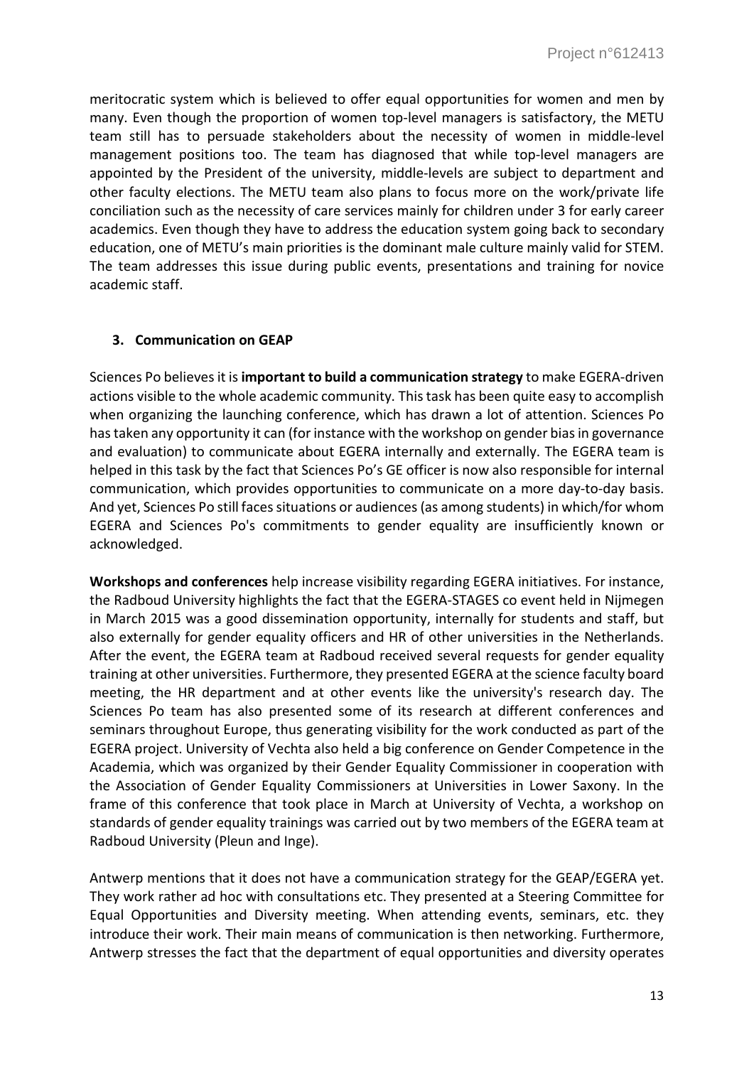meritocratic system which is believed to offer equal opportunities for women and men by many. Even though the proportion of women top-level managers is satisfactory, the METU team still has to persuade stakeholders about the necessity of women in middle-level management positions too. The team has diagnosed that while top-level managers are appointed by the President of the university, middle-levels are subject to department and other faculty elections. The METU team also plans to focus more on the work/private life conciliation such as the necessity of care services mainly for children under 3 for early career academics. Even though they have to address the education system going back to secondary education, one of METU's main priorities is the dominant male culture mainly valid for STEM. The team addresses this issue during public events, presentations and training for novice academic staff.

### 3. Communication on GEAP

Sciences Po believes it is **important to build a communication strategy** to make EGERA-driven actions visible to the whole academic community. This task has been quite easy to accomplish when organizing the launching conference, which has drawn a lot of attention. Sciences Po has taken any opportunity it can (for instance with the workshop on gender bias in governance and evaluation) to communicate about EGERA internally and externally. The EGERA team is helped in this task by the fact that Sciences Po's GE officer is now also responsible for internal communication, which provides opportunities to communicate on a more day-to-day basis. And yet, Sciences Po still faces situations or audiences (as among students) in which/for whom EGERA and Sciences Po's commitments to gender equality are insufficiently known or acknowledged.

**Workshops and conferences** help increase visibility regarding EGERA initiatives. For instance, the Radboud University highlights the fact that the EGERA-STAGES co event held in Nijmegen in March 2015 was a good dissemination opportunity, internally for students and staff, but also externally for gender equality officers and HR of other universities in the Netherlands. After the event, the EGERA team at Radboud received several requests for gender equality training at other universities. Furthermore, they presented EGERA at the science faculty board meeting, the HR department and at other events like the university's research day. The Sciences Po team has also presented some of its research at different conferences and seminars throughout Europe, thus generating visibility for the work conducted as part of the EGERA project. University of Vechta also held a big conference on Gender Competence in the Academia, which was organized by their Gender Equality Commissioner in cooperation with the Association of Gender Equality Commissioners at Universities in Lower Saxony. In the frame of this conference that took place in March at University of Vechta, a workshop on standards of gender equality trainings was carried out by two members of the EGERA team at Radboud University (Pleun and Inge).

Antwerp mentions that it does not have a communication strategy for the GEAP/EGERA yet. They work rather ad hoc with consultations etc. They presented at a Steering Committee for Equal Opportunities and Diversity meeting. When attending events, seminars, etc. they introduce their work. Their main means of communication is then networking. Furthermore, Antwerp stresses the fact that the department of equal opportunities and diversity operates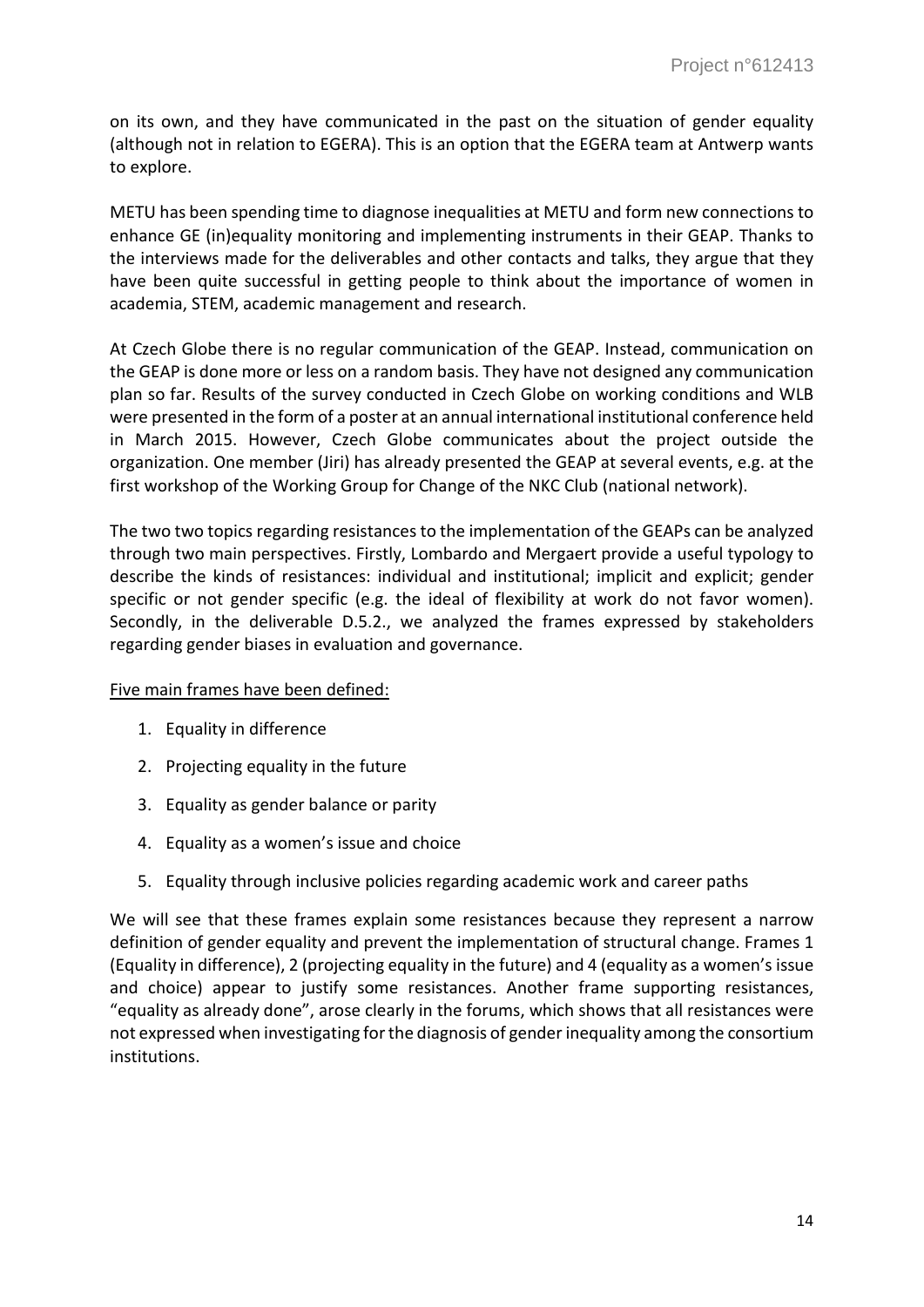on its own, and they have communicated in the past on the situation of gender equality (although not in relation to EGERA). This is an option that the EGERA team at Antwerp wants to explore.

METU has been spending time to diagnose inequalities at METU and form new connections to enhance GE (in)equality monitoring and implementing instruments in their GEAP. Thanks to the interviews made for the deliverables and other contacts and talks, they argue that they have been quite successful in getting people to think about the importance of women in academia, STEM, academic management and research.

At Czech Globe there is no regular communication of the GEAP. Instead, communication on the GEAP is done more or less on a random basis. They have not designed any communication plan so far. Results of the survey conducted in Czech Globe on working conditions and WLB were presented in the form of a poster at an annual international institutional conference held in March 2015. However, Czech Globe communicates about the project outside the organization. One member (Jiri) has already presented the GEAP at several events, e.g. at the first workshop of the Working Group for Change of the NKC Club (national network).

The two two topics regarding resistances to the implementation of the GEAPs can be analyzed through two main perspectives. Firstly, Lombardo and Mergaert provide a useful typology to describe the kinds of resistances: individual and institutional; implicit and explicit; gender specific or not gender specific (e.g. the ideal of flexibility at work do not favor women). Secondly, in the deliverable D.5.2., we analyzed the frames expressed by stakeholders regarding gender biases in evaluation and governance.

<u>Five main frames have been defined:</u>

1. Equality in difference
2. Projecting equality in the future
3. Equality as gender balance or parity
4. Equality as a women's issue and choice
5. Equality through inclusive policies regarding academic work and career paths

We will see that these frames explain some resistances because they represent a narrow definition of gender equality and prevent the implementation of structural change. Frames 1 (Equality in difference), 2 (projecting equality in the future) and 4 (equality as a women's issue and choice) appear to justify some resistances. Another frame supporting resistances, "equality as already done", arose clearly in the forums, which shows that all resistances were not expressed when investigating for the diagnosis of gender inequality among the consortium institutions.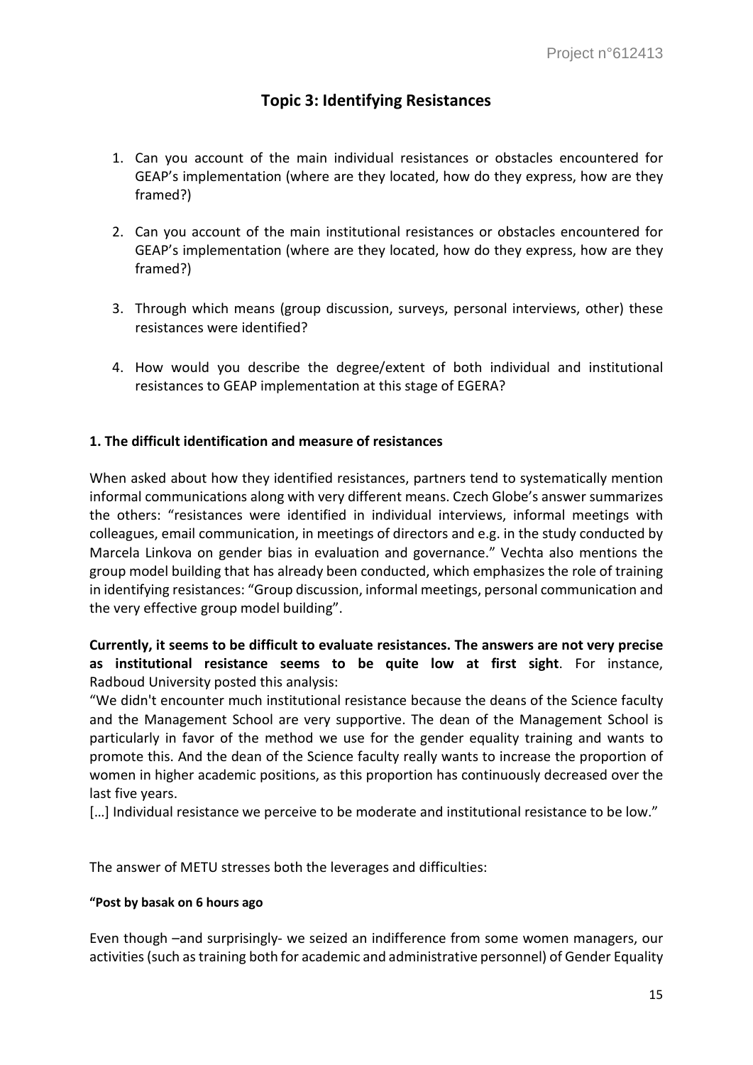## Topic 3: Identifying Resistances

1. Can you account of the main individual resistances or obstacles encountered for GEAP's implementation (where are they located, how do they express, how are they framed?)

2. Can you account of the main institutional resistances or obstacles encountered for GEAP's implementation (where are they located, how do they express, how are they framed?)

3. Through which means (group discussion, surveys, personal interviews, other) these resistances were identified?

4. How would you describe the degree/extent of both individual and institutional resistances to GEAP implementation at this stage of EGERA?

### 1. The difficult identification and measure of resistances

When asked about how they identified resistances, partners tend to systematically mention informal communications along with very different means. Czech Globe's answer summarizes the others: "resistances were identified in individual interviews, informal meetings with colleagues, email communication, in meetings of directors and e.g. in the study conducted by Marcela Linkova on gender bias in evaluation and governance." Vechta also mentions the group model building that has already been conducted, which emphasizes the role of training in identifying resistances: "Group discussion, informal meetings, personal communication and the very effective group model building".

**Currently, it seems to be difficult to evaluate resistances. The answers are not very precise as institutional resistance seems to be quite low at first sight**. For instance, Radboud University posted this analysis:

"We didn't encounter much institutional resistance because the deans of the Science faculty and the Management School are very supportive. The dean of the Management School is particularly in favor of the method we use for the gender equality training and wants to promote this. And the dean of the Science faculty really wants to increase the proportion of women in higher academic positions, as this proportion has continuously decreased over the last five years.

[…] Individual resistance we perceive to be moderate and institutional resistance to be low."

The answer of METU stresses both the leverages and difficulties:

**"Post by basak on 6 hours ago**

Even though –and surprisingly- we seized an indifference from some women managers, our activities (such as training both for academic and administrative personnel) of Gender Equality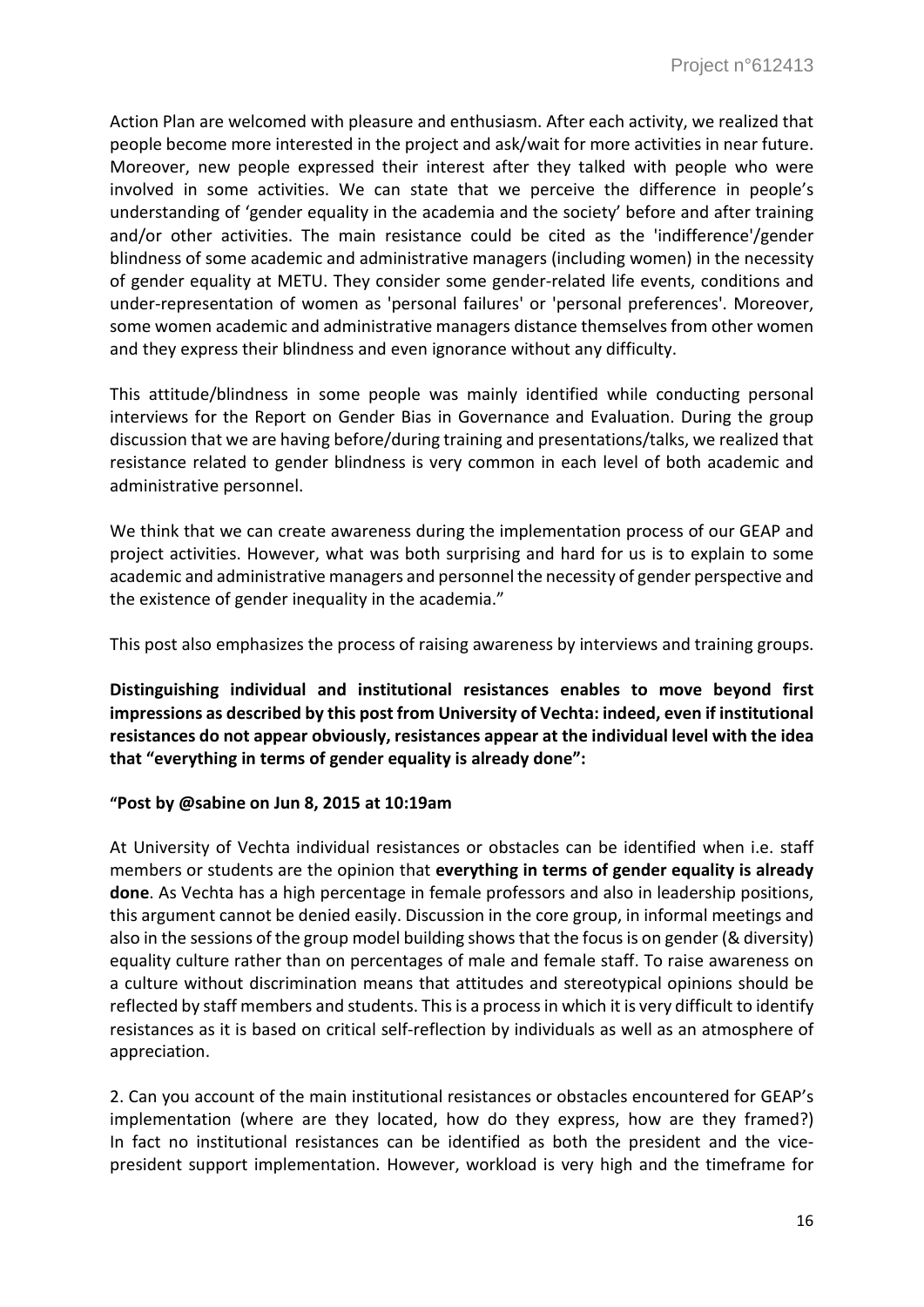Action Plan are welcomed with pleasure and enthusiasm. After each activity, we realized that people become more interested in the project and ask/wait for more activities in near future. Moreover, new people expressed their interest after they talked with people who were involved in some activities. We can state that we perceive the difference in people's understanding of 'gender equality in the academia and the society' before and after training and/or other activities. The main resistance could be cited as the 'indifference'/gender blindness of some academic and administrative managers (including women) in the necessity of gender equality at METU. They consider some gender-related life events, conditions and under-representation of women as 'personal failures' or 'personal preferences'. Moreover, some women academic and administrative managers distance themselves from other women and they express their blindness and even ignorance without any difficulty.

This attitude/blindness in some people was mainly identified while conducting personal interviews for the Report on Gender Bias in Governance and Evaluation. During the group discussion that we are having before/during training and presentations/talks, we realized that resistance related to gender blindness is very common in each level of both academic and administrative personnel.

We think that we can create awareness during the implementation process of our GEAP and project activities. However, what was both surprising and hard for us is to explain to some academic and administrative managers and personnel the necessity of gender perspective and the existence of gender inequality in the academia."

This post also emphasizes the process of raising awareness by interviews and training groups.

**Distinguishing individual and institutional resistances enables to move beyond first impressions as described by this post from University of Vechta: indeed, even if institutional resistances do not appear obviously, resistances appear at the individual level with the idea that "everything in terms of gender equality is already done":**

**"Post by @sabine on Jun 8, 2015 at 10:19am**

At University of Vechta individual resistances or obstacles can be identified when i.e. staff members or students are the opinion that **everything in terms of gender equality is already done**. As Vechta has a high percentage in female professors and also in leadership positions, this argument cannot be denied easily. Discussion in the core group, in informal meetings and also in the sessions of the group model building shows that the focus is on gender (& diversity) equality culture rather than on percentages of male and female staff. To raise awareness on a culture without discrimination means that attitudes and stereotypical opinions should be reflected by staff members and students. This is a process in which it is very difficult to identify resistances as it is based on critical self-reflection by individuals as well as an atmosphere of appreciation.

2. Can you account of the main institutional resistances or obstacles encountered for GEAP's implementation (where are they located, how do they express, how are they framed?) In fact no institutional resistances can be identified as both the president and the vice-president support implementation. However, workload is very high and the timeframe for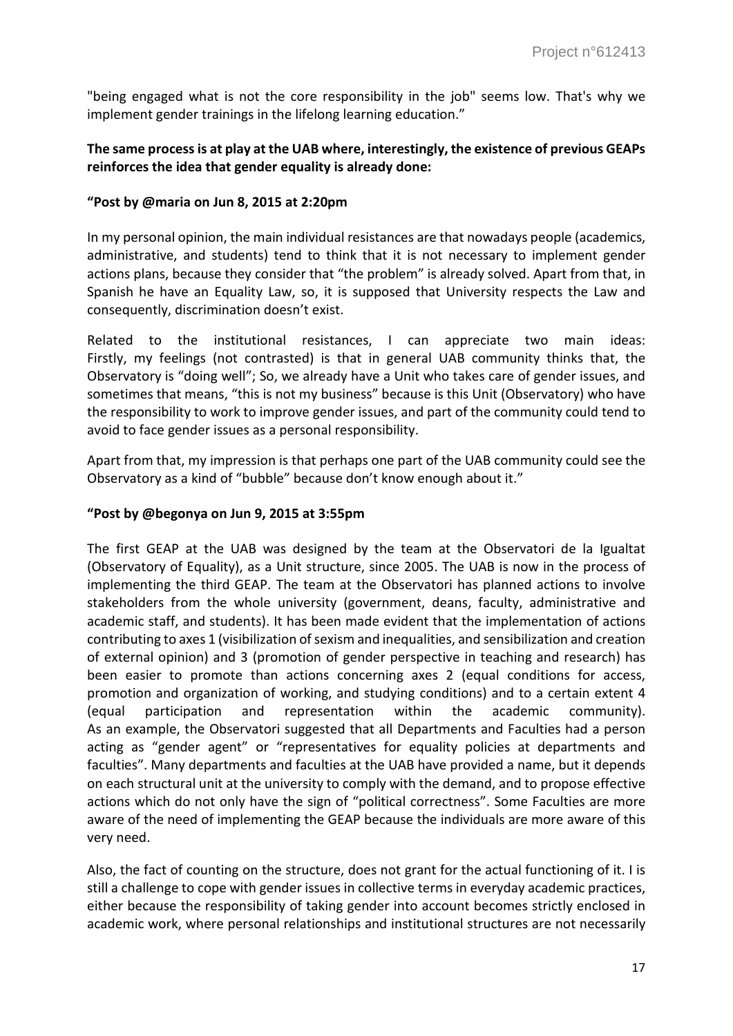"being engaged what is not the core responsibility in the job" seems low. That's why we implement gender trainings in the lifelong learning education."

**The same process is at play at the UAB where, interestingly, the existence of previous GEAPs reinforces the idea that gender equality is already done:**

**"Post by @maria on Jun 8, 2015 at 2:20pm**

In my personal opinion, the main individual resistances are that nowadays people (academics, administrative, and students) tend to think that it is not necessary to implement gender actions plans, because they consider that "the problem" is already solved. Apart from that, in Spanish he have an Equality Law, so, it is supposed that University respects the Law and consequently, discrimination doesn't exist.

Related to the institutional resistances, I can appreciate two main ideas: Firstly, my feelings (not contrasted) is that in general UAB community thinks that, the Observatory is "doing well"; So, we already have a Unit who takes care of gender issues, and sometimes that means, "this is not my business" because is this Unit (Observatory) who have the responsibility to work to improve gender issues, and part of the community could tend to avoid to face gender issues as a personal responsibility.

Apart from that, my impression is that perhaps one part of the UAB community could see the Observatory as a kind of "bubble" because don't know enough about it."

**"Post by @begonya on Jun 9, 2015 at 3:55pm**

The first GEAP at the UAB was designed by the team at the Observatori de la Igualtat (Observatory of Equality), as a Unit structure, since 2005. The UAB is now in the process of implementing the third GEAP. The team at the Observatori has planned actions to involve stakeholders from the whole university (government, deans, faculty, administrative and academic staff, and students). It has been made evident that the implementation of actions contributing to axes 1 (visibilization of sexism and inequalities, and sensibilization and creation of external opinion) and 3 (promotion of gender perspective in teaching and research) has been easier to promote than actions concerning axes 2 (equal conditions for access, promotion and organization of working, and studying conditions) and to a certain extent 4 (equal participation and representation within the academic community). As an example, the Observatori suggested that all Departments and Faculties had a person acting as "gender agent" or "representatives for equality policies at departments and faculties". Many departments and faculties at the UAB have provided a name, but it depends on each structural unit at the university to comply with the demand, and to propose effective actions which do not only have the sign of "political correctness". Some Faculties are more aware of the need of implementing the GEAP because the individuals are more aware of this very need.

Also, the fact of counting on the structure, does not grant for the actual functioning of it. I is still a challenge to cope with gender issues in collective terms in everyday academic practices, either because the responsibility of taking gender into account becomes strictly enclosed in academic work, where personal relationships and institutional structures are not necessarily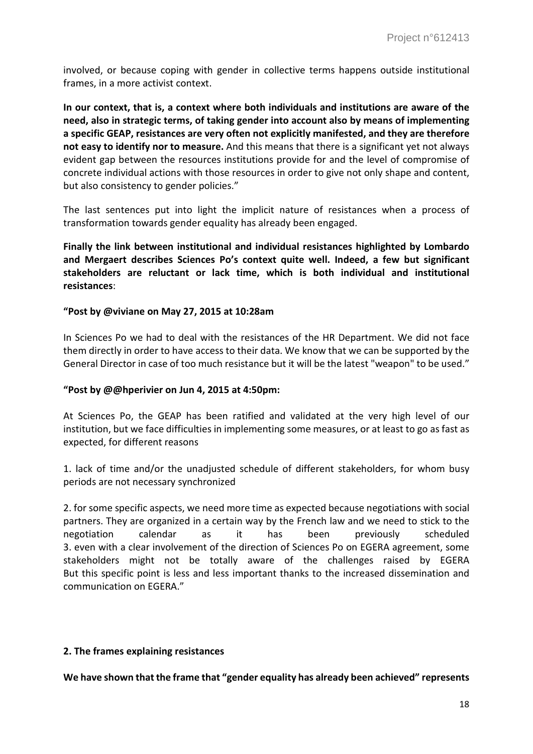involved, or because coping with gender in collective terms happens outside institutional frames, in a more activist context.

**In our context, that is, a context where both individuals and institutions are aware of the need, also in strategic terms, of taking gender into account also by means of implementing a specific GEAP, resistances are very often not explicitly manifested, and they are therefore not easy to identify nor to measure.** And this means that there is a significant yet not always evident gap between the resources institutions provide for and the level of compromise of concrete individual actions with those resources in order to give not only shape and content, but also consistency to gender policies."

The last sentences put into light the implicit nature of resistances when a process of transformation towards gender equality has already been engaged.

**Finally the link between institutional and individual resistances highlighted by Lombardo and Mergaert describes Sciences Po's context quite well. Indeed, a few but significant stakeholders are reluctant or lack time, which is both individual and institutional resistances**:

**"Post by @viviane on May 27, 2015 at 10:28am**

In Sciences Po we had to deal with the resistances of the HR Department. We did not face them directly in order to have access to their data. We know that we can be supported by the General Director in case of too much resistance but it will be the latest "weapon" to be used."

**"Post by @@hperivier on Jun 4, 2015 at 4:50pm:**

At Sciences Po, the GEAP has been ratified and validated at the very high level of our institution, but we face difficulties in implementing some measures, or at least to go as fast as expected, for different reasons

1. lack of time and/or the unadjusted schedule of different stakeholders, for whom busy periods are not necessary synchronized

2. for some specific aspects, we need more time as expected because negotiations with social partners. They are organized in a certain way by the French law and we need to stick to the negotiation calendar as it has been previously scheduled
3. even with a clear involvement of the direction of Sciences Po on EGERA agreement, some stakeholders might not be totally aware of the challenges raised by EGERA
But this specific point is less and less important thanks to the increased dissemination and communication on EGERA."

**2. The frames explaining resistances**

**We have shown that the frame that "gender equality has already been achieved" represents**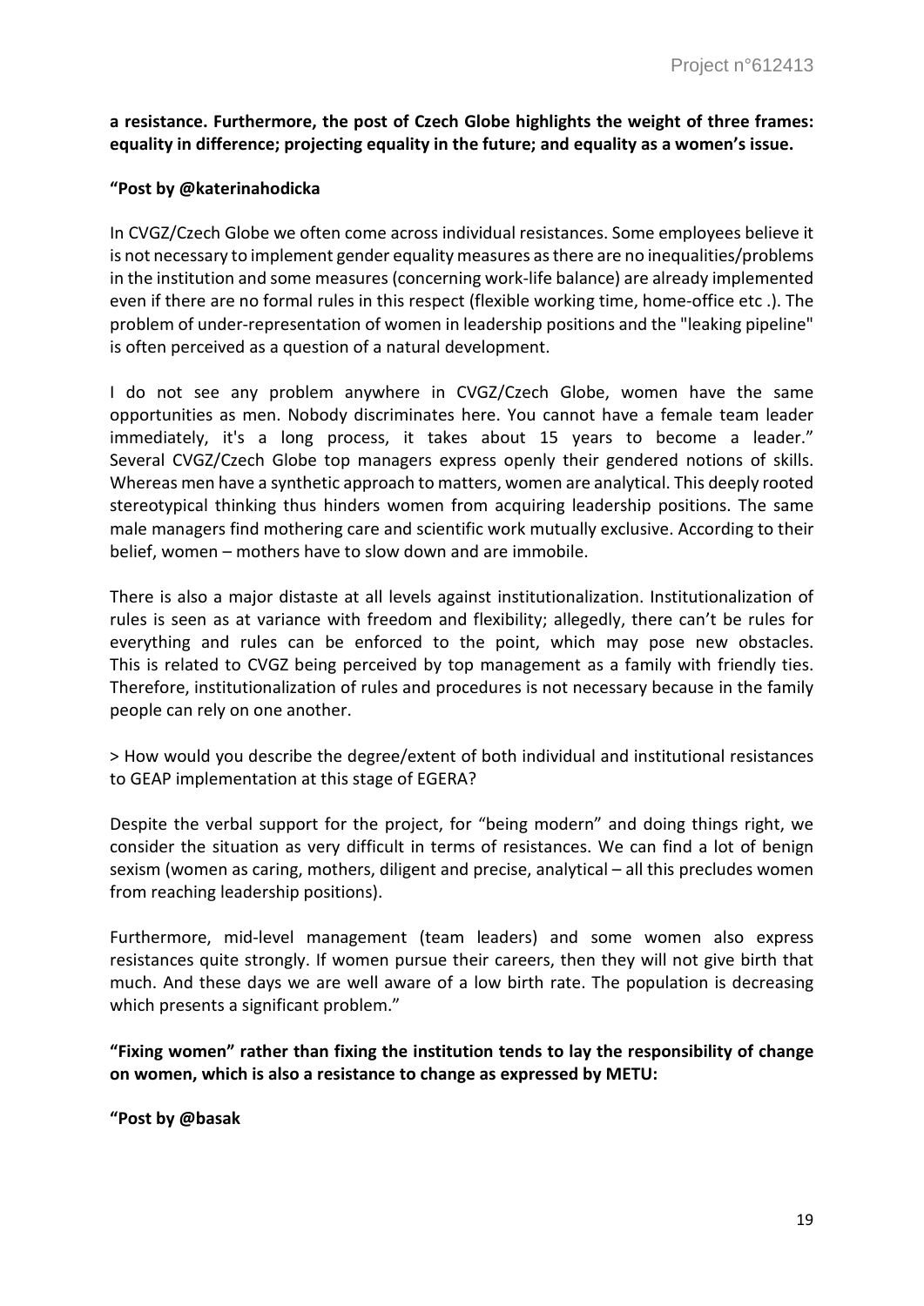**a resistance. Furthermore, the post of Czech Globe highlights the weight of three frames: equality in difference; projecting equality in the future; and equality as a women's issue.**

**"Post by @katerinahodicka**

In CVGZ/Czech Globe we often come across individual resistances. Some employees believe it is not necessary to implement gender equality measures as there are no inequalities/problems in the institution and some measures (concerning work-life balance) are already implemented even if there are no formal rules in this respect (flexible working time, home-office etc .). The problem of under-representation of women in leadership positions and the "leaking pipeline" is often perceived as a question of a natural development.

I do not see any problem anywhere in CVGZ/Czech Globe, women have the same opportunities as men. Nobody discriminates here. You cannot have a female team leader immediately, it's a long process, it takes about 15 years to become a leader." Several CVGZ/Czech Globe top managers express openly their gendered notions of skills. Whereas men have a synthetic approach to matters, women are analytical. This deeply rooted stereotypical thinking thus hinders women from acquiring leadership positions. The same male managers find mothering care and scientific work mutually exclusive. According to their belief, women – mothers have to slow down and are immobile.

There is also a major distaste at all levels against institutionalization. Institutionalization of rules is seen as at variance with freedom and flexibility; allegedly, there can't be rules for everything and rules can be enforced to the point, which may pose new obstacles. This is related to CVGZ being perceived by top management as a family with friendly ties. Therefore, institutionalization of rules and procedures is not necessary because in the family people can rely on one another.

> How would you describe the degree/extent of both individual and institutional resistances to GEAP implementation at this stage of EGERA?

Despite the verbal support for the project, for "being modern" and doing things right, we consider the situation as very difficult in terms of resistances. We can find a lot of benign sexism (women as caring, mothers, diligent and precise, analytical – all this precludes women from reaching leadership positions).

Furthermore, mid-level management (team leaders) and some women also express resistances quite strongly. If women pursue their careers, then they will not give birth that much. And these days we are well aware of a low birth rate. The population is decreasing which presents a significant problem."

**"Fixing women" rather than fixing the institution tends to lay the responsibility of change on women, which is also a resistance to change as expressed by METU:**

**"Post by @basak**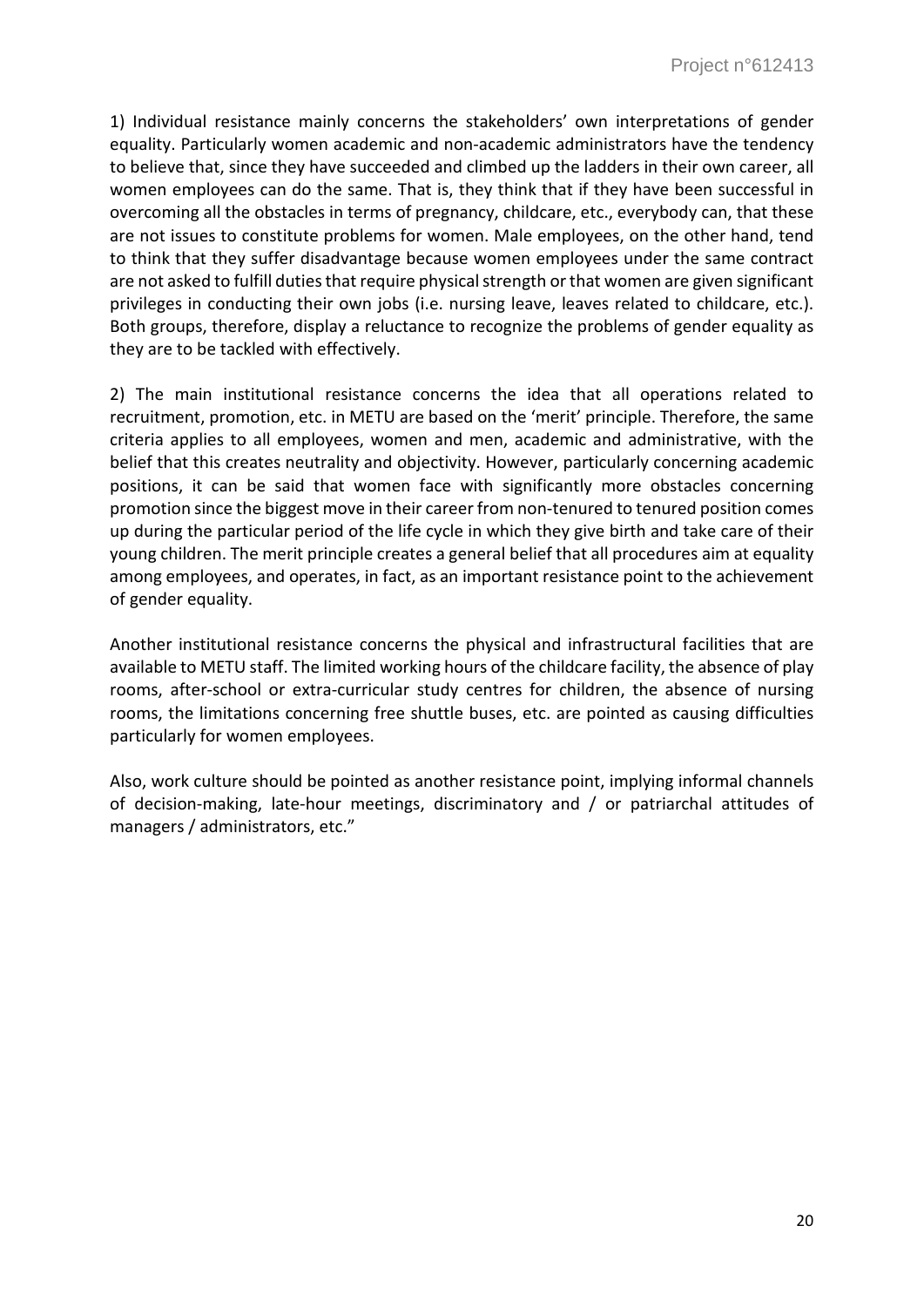1) Individual resistance mainly concerns the stakeholders' own interpretations of gender equality. Particularly women academic and non-academic administrators have the tendency to believe that, since they have succeeded and climbed up the ladders in their own career, all women employees can do the same. That is, they think that if they have been successful in overcoming all the obstacles in terms of pregnancy, childcare, etc., everybody can, that these are not issues to constitute problems for women. Male employees, on the other hand, tend to think that they suffer disadvantage because women employees under the same contract are not asked to fulfill duties that require physical strength or that women are given significant privileges in conducting their own jobs (i.e. nursing leave, leaves related to childcare, etc.). Both groups, therefore, display a reluctance to recognize the problems of gender equality as they are to be tackled with effectively.

2) The main institutional resistance concerns the idea that all operations related to recruitment, promotion, etc. in METU are based on the 'merit' principle. Therefore, the same criteria applies to all employees, women and men, academic and administrative, with the belief that this creates neutrality and objectivity. However, particularly concerning academic positions, it can be said that women face with significantly more obstacles concerning promotion since the biggest move in their career from non-tenured to tenured position comes up during the particular period of the life cycle in which they give birth and take care of their young children. The merit principle creates a general belief that all procedures aim at equality among employees, and operates, in fact, as an important resistance point to the achievement of gender equality.

Another institutional resistance concerns the physical and infrastructural facilities that are available to METU staff. The limited working hours of the childcare facility, the absence of play rooms, after-school or extra-curricular study centres for children, the absence of nursing rooms, the limitations concerning free shuttle buses, etc. are pointed as causing difficulties particularly for women employees.

Also, work culture should be pointed as another resistance point, implying informal channels of decision-making, late-hour meetings, discriminatory and / or patriarchal attitudes of managers / administrators, etc."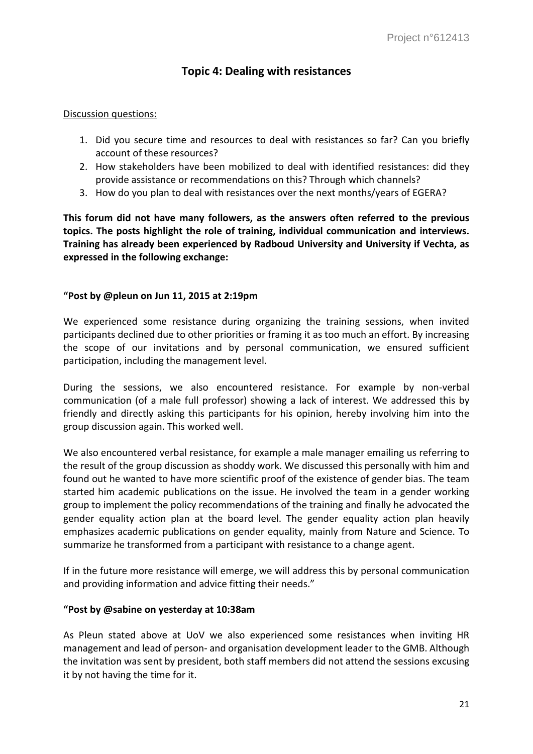## Topic 4: Dealing with resistances

Discussion questions:

1. Did you secure time and resources to deal with resistances so far? Can you briefly account of these resources?
2. How stakeholders have been mobilized to deal with identified resistances: did they provide assistance or recommendations on this? Through which channels?
3. How do you plan to deal with resistances over the next months/years of EGERA?

**This forum did not have many followers, as the answers often referred to the previous topics. The posts highlight the role of training, individual communication and interviews. Training has already been experienced by Radboud University and University if Vechta, as expressed in the following exchange:**

**"Post by @pleun on Jun 11, 2015 at 2:19pm**

We experienced some resistance during organizing the training sessions, when invited participants declined due to other priorities or framing it as too much an effort. By increasing the scope of our invitations and by personal communication, we ensured sufficient participation, including the management level.

During the sessions, we also encountered resistance. For example by non-verbal communication (of a male full professor) showing a lack of interest. We addressed this by friendly and directly asking this participants for his opinion, hereby involving him into the group discussion again. This worked well.

We also encountered verbal resistance, for example a male manager emailing us referring to the result of the group discussion as shoddy work. We discussed this personally with him and found out he wanted to have more scientific proof of the existence of gender bias. The team started him academic publications on the issue. He involved the team in a gender working group to implement the policy recommendations of the training and finally he advocated the gender equality action plan at the board level. The gender equality action plan heavily emphasizes academic publications on gender equality, mainly from Nature and Science. To summarize he transformed from a participant with resistance to a change agent.

If in the future more resistance will emerge, we will address this by personal communication and providing information and advice fitting their needs."

**"Post by @sabine on yesterday at 10:38am**

As Pleun stated above at UoV we also experienced some resistances when inviting HR management and lead of person- and organisation development leader to the GMB. Although the invitation was sent by president, both staff members did not attend the sessions excusing it by not having the time for it.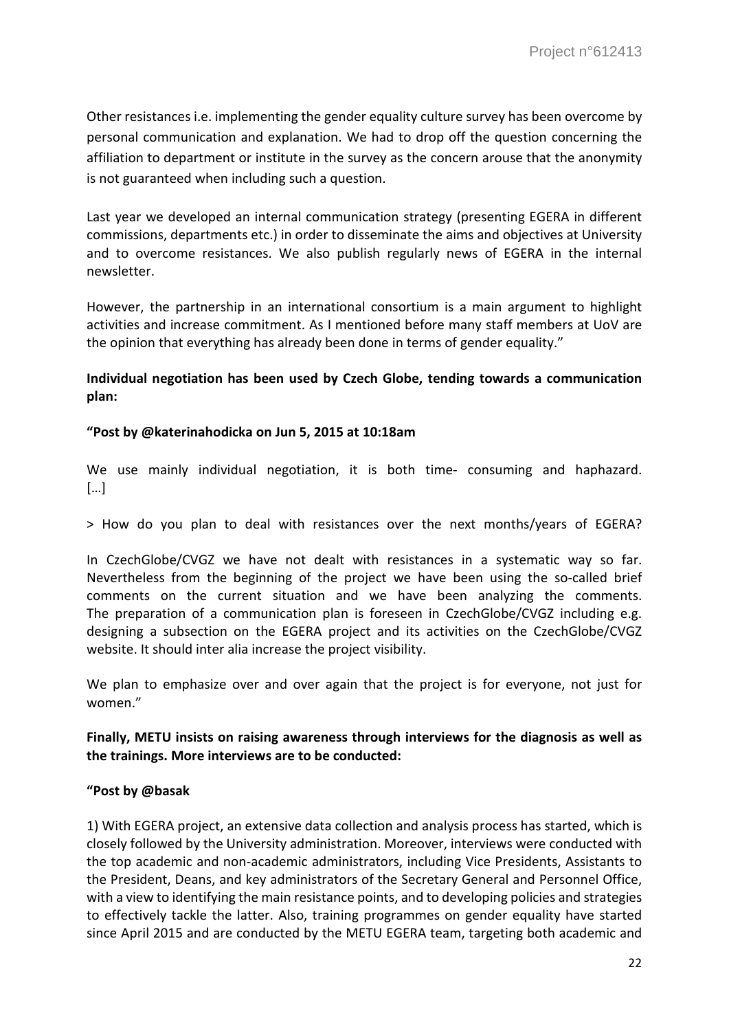Other resistances i.e. implementing the gender equality culture survey has been overcome by personal communication and explanation. We had to drop off the question concerning the affiliation to department or institute in the survey as the concern arouse that the anonymity is not guaranteed when including such a question.

Last year we developed an internal communication strategy (presenting EGERA in different commissions, departments etc.) in order to disseminate the aims and objectives at University and to overcome resistances. We also publish regularly news of EGERA in the internal newsletter.

However, the partnership in an international consortium is a main argument to highlight activities and increase commitment. As I mentioned before many staff members at UoV are the opinion that everything has already been done in terms of gender equality."

**Individual negotiation has been used by Czech Globe, tending towards a communication plan:**

**"Post by @katerinahodicka on Jun 5, 2015 at 10:18am**

We use mainly individual negotiation, it is both time- consuming and haphazard. […]

> How do you plan to deal with resistances over the next months/years of EGERA?

In CzechGlobe/CVGZ we have not dealt with resistances in a systematic way so far. Nevertheless from the beginning of the project we have been using the so-called brief comments on the current situation and we have been analyzing the comments. The preparation of a communication plan is foreseen in CzechGlobe/CVGZ including e.g. designing a subsection on the EGERA project and its activities on the CzechGlobe/CVGZ website. It should inter alia increase the project visibility.

We plan to emphasize over and over again that the project is for everyone, not just for women."

**Finally, METU insists on raising awareness through interviews for the diagnosis as well as the trainings. More interviews are to be conducted:**

**"Post by @basak**

1) With EGERA project, an extensive data collection and analysis process has started, which is closely followed by the University administration. Moreover, interviews were conducted with the top academic and non-academic administrators, including Vice Presidents, Assistants to the President, Deans, and key administrators of the Secretary General and Personnel Office, with a view to identifying the main resistance points, and to developing policies and strategies to effectively tackle the latter. Also, training programmes on gender equality have started since April 2015 and are conducted by the METU EGERA team, targeting both academic and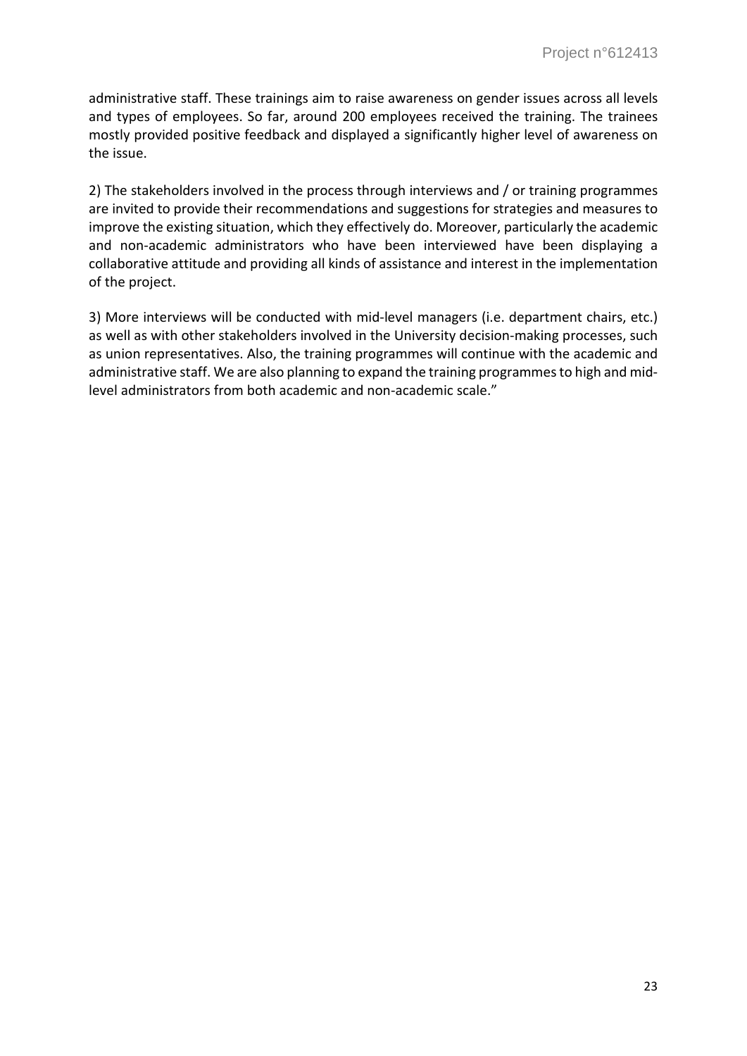administrative staff. These trainings aim to raise awareness on gender issues across all levels and types of employees. So far, around 200 employees received the training. The trainees mostly provided positive feedback and displayed a significantly higher level of awareness on the issue.

2) The stakeholders involved in the process through interviews and / or training programmes are invited to provide their recommendations and suggestions for strategies and measures to improve the existing situation, which they effectively do. Moreover, particularly the academic and non-academic administrators who have been interviewed have been displaying a collaborative attitude and providing all kinds of assistance and interest in the implementation of the project.

3) More interviews will be conducted with mid-level managers (i.e. department chairs, etc.) as well as with other stakeholders involved in the University decision-making processes, such as union representatives. Also, the training programmes will continue with the academic and administrative staff. We are also planning to expand the training programmes to high and mid-level administrators from both academic and non-academic scale."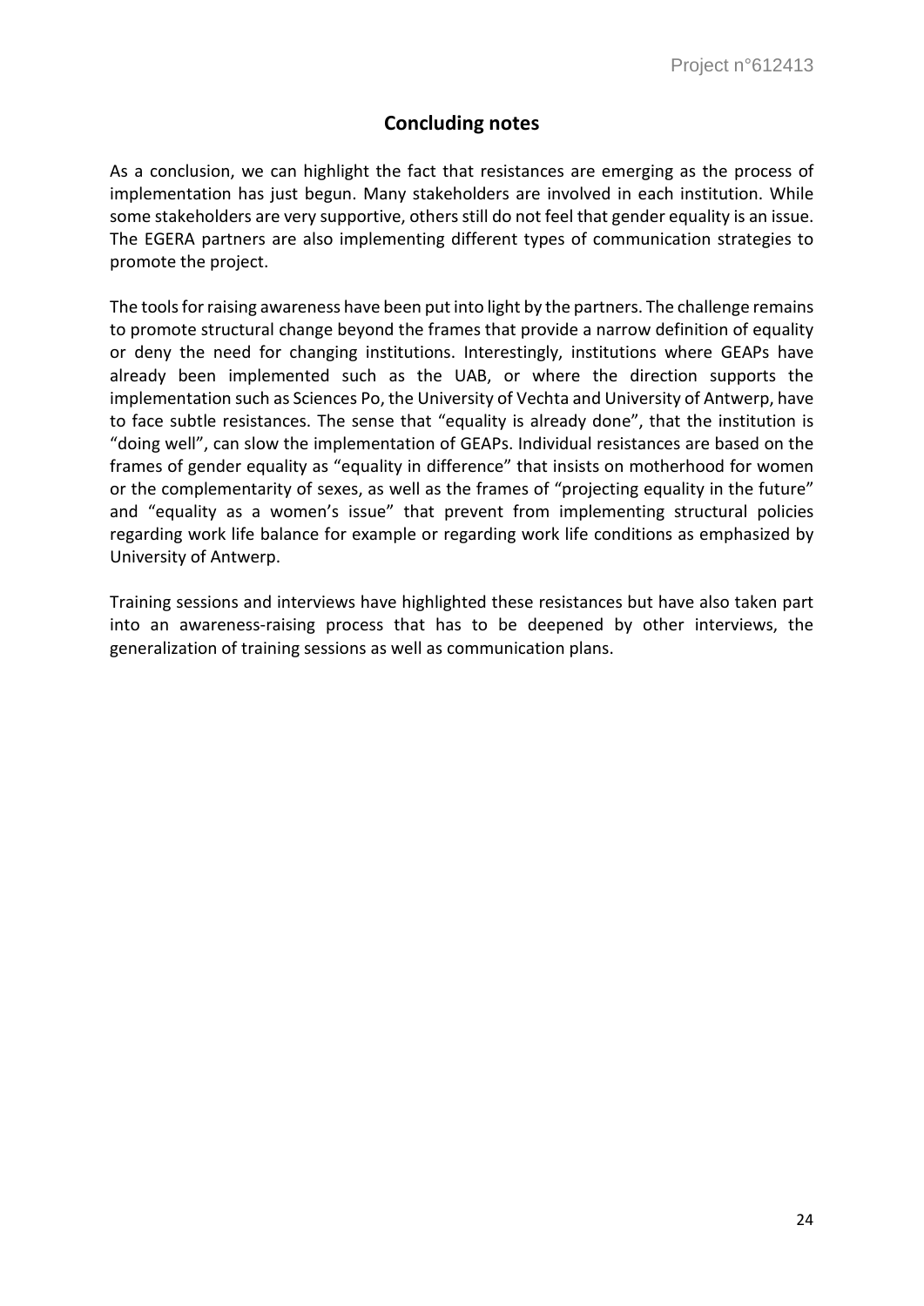## Concluding notes

As a conclusion, we can highlight the fact that resistances are emerging as the process of implementation has just begun. Many stakeholders are involved in each institution. While some stakeholders are very supportive, others still do not feel that gender equality is an issue. The EGERA partners are also implementing different types of communication strategies to promote the project.

The tools for raising awareness have been put into light by the partners. The challenge remains to promote structural change beyond the frames that provide a narrow definition of equality or deny the need for changing institutions. Interestingly, institutions where GEAPs have already been implemented such as the UAB, or where the direction supports the implementation such as Sciences Po, the University of Vechta and University of Antwerp, have to face subtle resistances. The sense that "equality is already done", that the institution is "doing well", can slow the implementation of GEAPs. Individual resistances are based on the frames of gender equality as "equality in difference" that insists on motherhood for women or the complementarity of sexes, as well as the frames of "projecting equality in the future" and "equality as a women's issue" that prevent from implementing structural policies regarding work life balance for example or regarding work life conditions as emphasized by University of Antwerp.

Training sessions and interviews have highlighted these resistances but have also taken part into an awareness-raising process that has to be deepened by other interviews, the generalization of training sessions as well as communication plans.